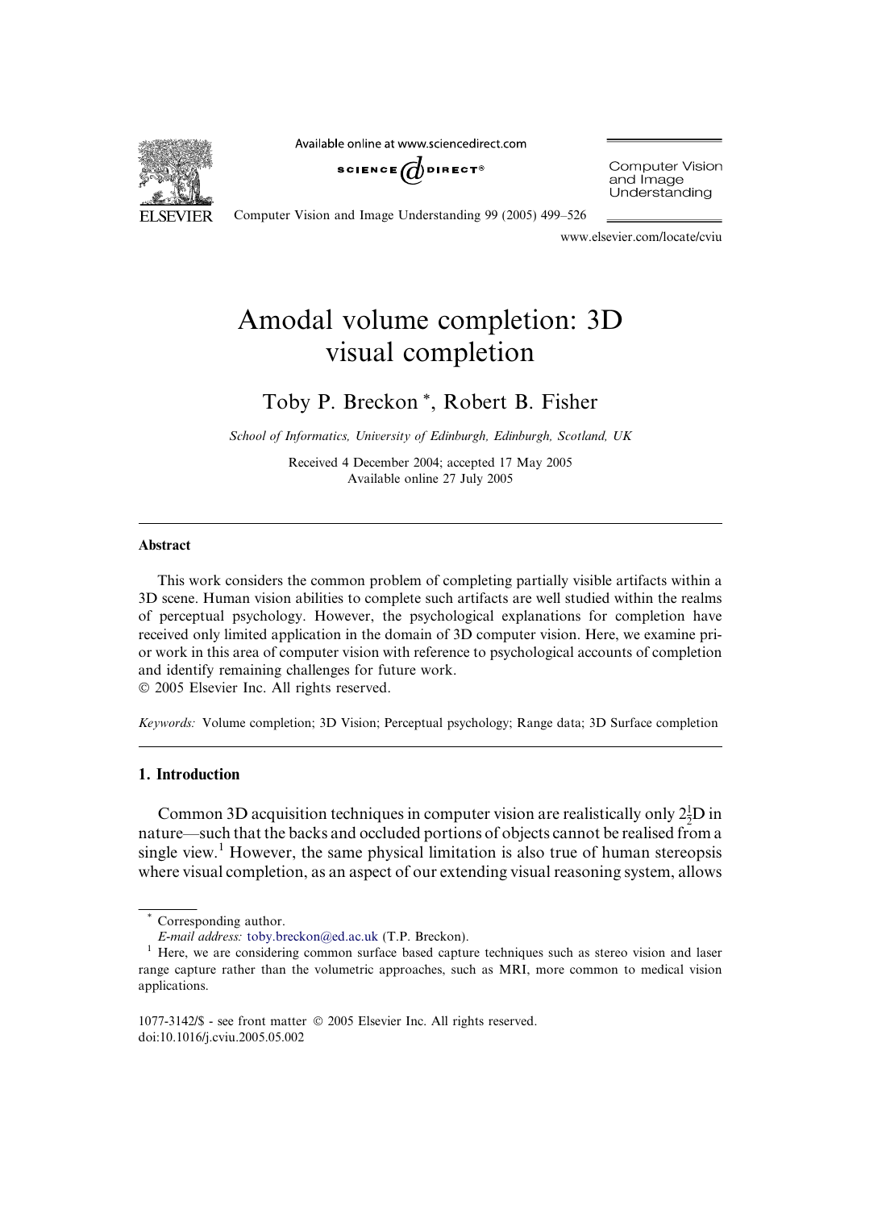# Amodal volume completion: 3D visual completion

Toby P. Breckon *, Robert B. Fisher

*School of Informatics, University of Edinburgh, Edinburgh, Scotland, UK*

Received 4 December 2004; accepted 17 May 2005
Available online 27 July 2005

## Abstract

This work considers the common problem of completing partially visible artifacts within a 3D scene. Human vision abilities to complete such artifacts are well studied within the realms of perceptual psychology. However, the psychological explanations for completion have received only limited application in the domain of 3D computer vision. Here, we examine prior work in this area of computer vision with reference to psychological accounts of completion and identify remaining challenges for future work.
© 2005 Elsevier Inc. All rights reserved.

*Keywords:* Volume completion; 3D Vision; Perceptual psychology; Range data; 3D Surface completion

## 1. Introduction

Common 3D acquisition techniques in computer vision are realistically only $2\frac{1}{2}$D in nature—such that the backs and occluded portions of objects cannot be realised from a single view.[1] However, the same physical limitation is also true of human stereopsis where visual completion, as an aspect of our extending visual reasoning system, allows

---

* Corresponding author.
*E-mail address:* toby.breckon@ed.ac.uk (T.P. Breckon).

[1] Here, we are considering common surface based capture techniques such as stereo vision and laser range capture rather than the volumetric approaches, such as MRI, more common to medical vision applications.

1077-3142/$ - see front matter © 2005 Elsevier Inc. All rights reserved.
doi:10.1016/j.cviu.2005.05.002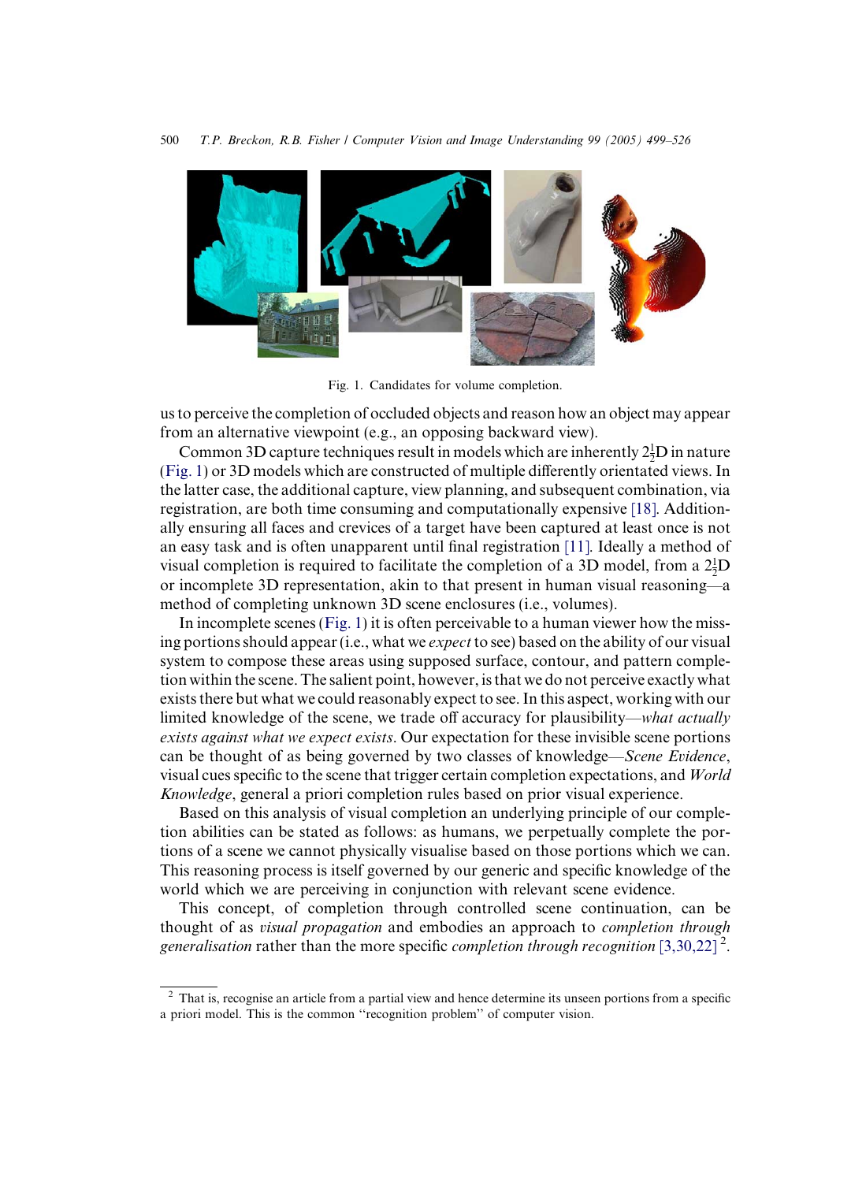Fig. 1. Candidates for volume completion.

us to perceive the completion of occluded objects and reason how an object may appear from an alternative viewpoint (e.g., an opposing backward view).

Common 3D capture techniques result in models which are inherently $2\frac{1}{2}$D in nature (Fig. 1) or 3D models which are constructed of multiple differently orientated views. In the latter case, the additional capture, view planning, and subsequent combination, via registration, are both time consuming and computationally expensive [18]. Additionally ensuring all faces and crevices of a target have been captured at least once is not an easy task and is often unapparent until final registration [11]. Ideally a method of visual completion is required to facilitate the completion of a 3D model, from a $2\frac{1}{2}$D or incomplete 3D representation, akin to that present in human visual reasoning—a method of completing unknown 3D scene enclosures (i.e., volumes).

In incomplete scenes (Fig. 1) it is often perceivable to a human viewer how the missing portions should appear (i.e., what we *expect* to see) based on the ability of our visual system to compose these areas using supposed surface, contour, and pattern completion within the scene. The salient point, however, is that we do not perceive exactly what exists there but what we could reasonably expect to see. In this aspect, working with our limited knowledge of the scene, we trade off accuracy for plausibility—*what actually exists against what we expect exists*. Our expectation for these invisible scene portions can be thought of as being governed by two classes of knowledge—*Scene Evidence*, visual cues specific to the scene that trigger certain completion expectations, and *World Knowledge*, general a priori completion rules based on prior visual experience.

Based on this analysis of visual completion an underlying principle of our completion abilities can be stated as follows: as humans, we perpetually complete the portions of a scene we cannot physically visualise based on those portions which we can. This reasoning process is itself governed by our generic and specific knowledge of the world which we are perceiving in conjunction with relevant scene evidence.

This concept, of completion through controlled scene continuation, can be thought of as *visual propagation* and embodies an approach to *completion through generalisation* rather than the more specific *completion through recognition* [3,30,22] [2].

[2] That is, recognise an article from a partial view and hence determine its unseen portions from a specific a priori model. This is the common "recognition problem" of computer vision.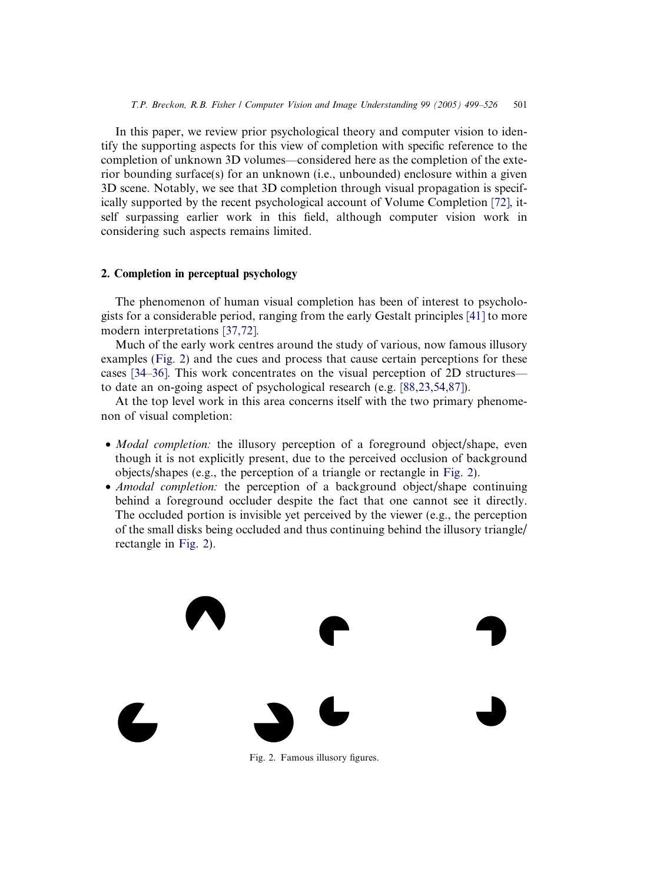In this paper, we review prior psychological theory and computer vision to identify the supporting aspects for this view of completion with specific reference to the completion of unknown 3D volumes—considered here as the completion of the exterior bounding surface(s) for an unknown (i.e., unbounded) enclosure within a given 3D scene. Notably, we see that 3D completion through visual propagation is specifically supported by the recent psychological account of Volume Completion [72], itself surpassing earlier work in this field, although computer vision work in considering such aspects remains limited.

## 2. Completion in perceptual psychology

The phenomenon of human visual completion has been of interest to psychologists for a considerable period, ranging from the early Gestalt principles [41] to more modern interpretations [37,72].

Much of the early work centres around the study of various, now famous illusory examples (Fig. 2) and the cues and process that cause certain perceptions for these cases [34–36]. This work concentrates on the visual perception of 2D structures—to date an on-going aspect of psychological research (e.g. [88,23,54,87]).

At the top level work in this area concerns itself with the two primary phenomenon of visual completion:

- *Modal completion:* the illusory perception of a foreground object/shape, even though it is not explicitly present, due to the perceived occlusion of background objects/shapes (e.g., the perception of a triangle or rectangle in Fig. 2).
- *Amodal completion:* the perception of a background object/shape continuing behind a foreground occluder despite the fact that one cannot see it directly. The occluded portion is invisible yet perceived by the viewer (e.g., the perception of the small disks being occluded and thus continuing behind the illusory triangle/rectangle in Fig. 2).

Fig. 2. Famous illusory figures.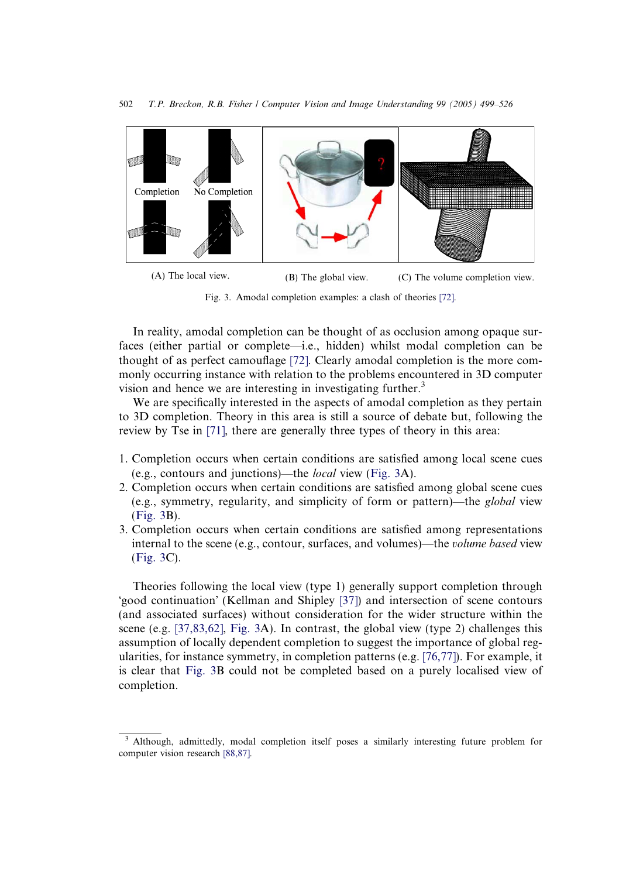(A) The local view. (B) The global view. (C) The volume completion view.

Fig. 3. Amodal completion examples: a clash of theories [72].

In reality, amodal completion can be thought of as occlusion among opaque surfaces (either partial or complete—i.e., hidden) whilst modal completion can be thought of as perfect camouflage [72]. Clearly amodal completion is the more commonly occurring instance with relation to the problems encountered in 3D computer vision and hence we are interesting in investigating further.[3]

We are specifically interested in the aspects of amodal completion as they pertain to 3D completion. Theory in this area is still a source of debate but, following the review by Tse in [71], there are generally three types of theory in this area:

1. Completion occurs when certain conditions are satisfied among local scene cues (e.g., contours and junctions)—the *local* view (Fig. 3A).
2. Completion occurs when certain conditions are satisfied among global scene cues (e.g., symmetry, regularity, and simplicity of form or pattern)—the *global* view (Fig. 3B).
3. Completion occurs when certain conditions are satisfied among representations internal to the scene (e.g., contour, surfaces, and volumes)—the *volume based* view (Fig. 3C).

Theories following the local view (type 1) generally support completion through 'good continuation' (Kellman and Shipley [37]) and intersection of scene contours (and associated surfaces) without consideration for the wider structure within the scene (e.g. [37,83,62], Fig. 3A). In contrast, the global view (type 2) challenges this assumption of locally dependent completion to suggest the importance of global regularities, for instance symmetry, in completion patterns (e.g. [76,77]). For example, it is clear that Fig. 3B could not be completed based on a purely localised view of completion.

[3] Although, admittedly, modal completion itself poses a similarly interesting future problem for computer vision research [88,87].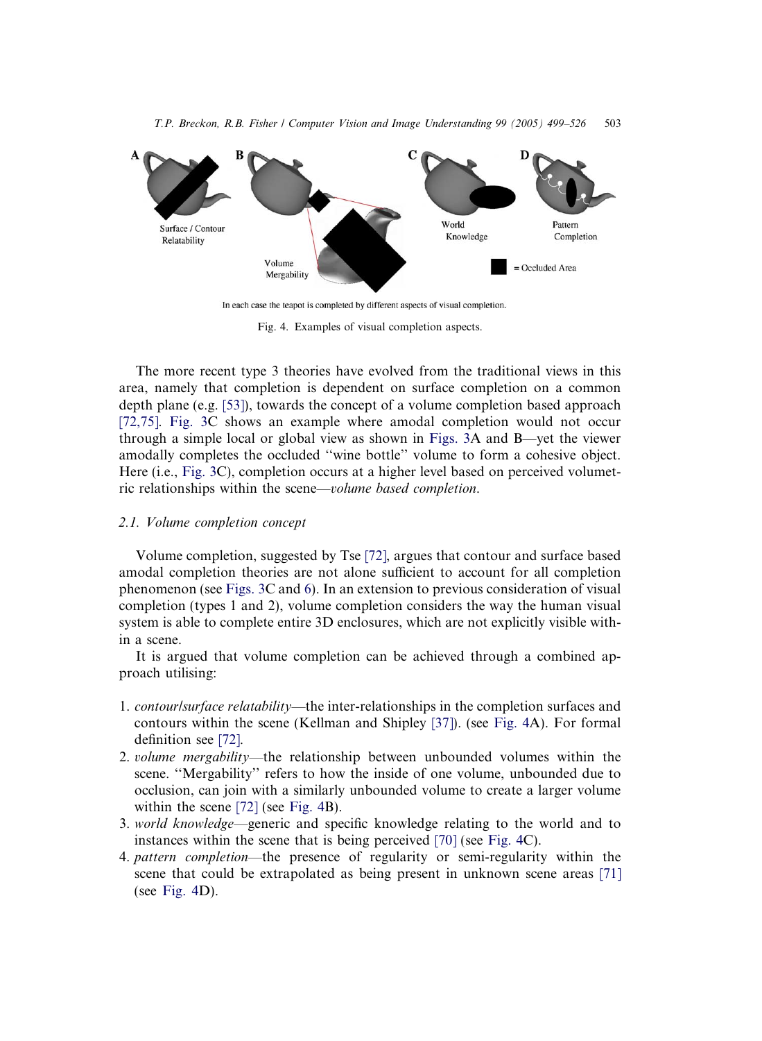In each case the teapot is completed by different aspects of visual completion.

Fig. 4. Examples of visual completion aspects.

The more recent type 3 theories have evolved from the traditional views in this area, namely that completion is dependent on surface completion on a common depth plane (e.g. [53]), towards the concept of a volume completion based approach [72,75]. Fig. 3C shows an example where amodal completion would not occur through a simple local or global view as shown in Figs. 3A and B—yet the viewer amodally completes the occluded ''wine bottle'' volume to form a cohesive object. Here (i.e., Fig. 3C), completion occurs at a higher level based on perceived volumetric relationships within the scene—*volume based completion*.

### 2.1. Volume completion concept

Volume completion, suggested by Tse [72], argues that contour and surface based amodal completion theories are not alone sufficient to account for all completion phenomenon (see Figs. 3C and 6). In an extension to previous consideration of visual completion (types 1 and 2), volume completion considers the way the human visual system is able to complete entire 3D enclosures, which are not explicitly visible within a scene.

It is argued that volume completion can be achieved through a combined approach utilising:

1. *contour/surface relatability*—the inter-relationships in the completion surfaces and contours within the scene (Kellman and Shipley [37]). (see Fig. 4A). For formal definition see [72].
2. *volume mergability*—the relationship between unbounded volumes within the scene. ''Mergability'' refers to how the inside of one volume, unbounded due to occlusion, can join with a similarly unbounded volume to create a larger volume within the scene [72] (see Fig. 4B).
3. *world knowledge*—generic and specific knowledge relating to the world and to instances within the scene that is being perceived [70] (see Fig. 4C).
4. *pattern completion*—the presence of regularity or semi-regularity within the scene that could be extrapolated as being present in unknown scene areas [71] (see Fig. 4D).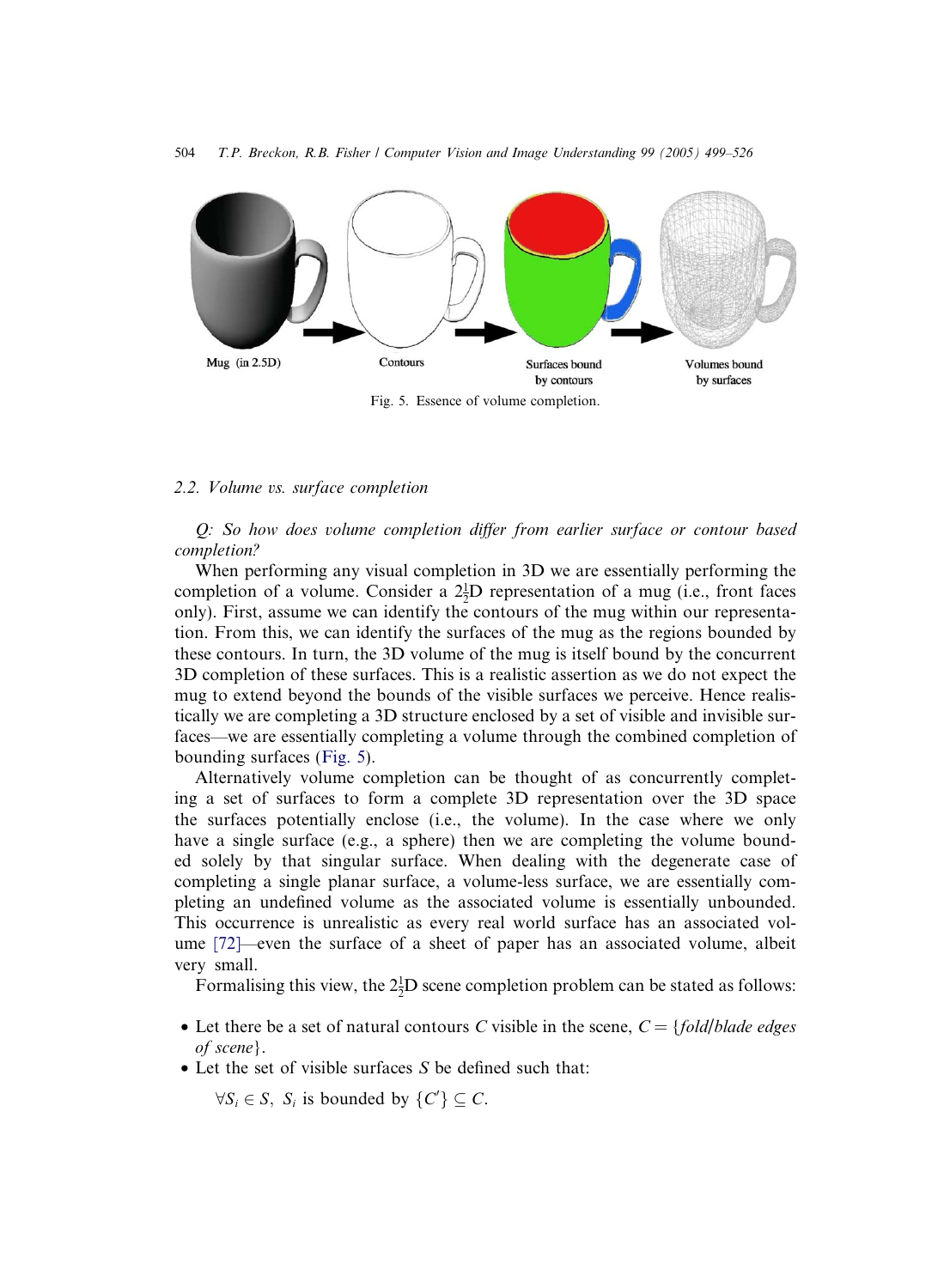Mug (in 2.5D) | Contours | Surfaces bound by contours | Volumes bound by surfaces

Fig. 5. Essence of volume completion.

### 2.2. Volume vs. surface completion

*Q: So how does volume completion differ from earlier surface or contour based completion?*

When performing any visual completion in 3D we are essentially performing the completion of a volume. Consider a $2\frac{1}{2}$D representation of a mug (i.e., front faces only). First, assume we can identify the contours of the mug within our representation. From this, we can identify the surfaces of the mug as the regions bounded by these contours. In turn, the 3D volume of the mug is itself bound by the concurrent 3D completion of these surfaces. This is a realistic assertion as we do not expect the mug to extend beyond the bounds of the visible surfaces we perceive. Hence realistically we are completing a 3D structure enclosed by a set of visible and invisible surfaces—we are essentially completing a volume through the combined completion of bounding surfaces (Fig. 5).

Alternatively volume completion can be thought of as concurrently completing a set of surfaces to form a complete 3D representation over the 3D space the surfaces potentially enclose (i.e., the volume). In the case where we only have a single surface (e.g., a sphere) then we are completing the volume bounded solely by that singular surface. When dealing with the degenerate case of completing a single planar surface, a volume-less surface, we are essentially completing an undefined volume as the associated volume is essentially unbounded. This occurrence is unrealistic as every real world surface has an associated volume [72]—even the surface of a sheet of paper has an associated volume, albeit very small.

Formalising this view, the $2\frac{1}{2}$D scene completion problem can be stated as follows:

- Let there be a set of natural contours $C$ visible in the scene, $C = \{$*fold/blade edges of scene*$\}$.
- Let the set of visible surfaces $S$ be defined such that:

  $\forall S_i \in S,\ S_i$ is bounded by $\{C'\} \subseteq C$.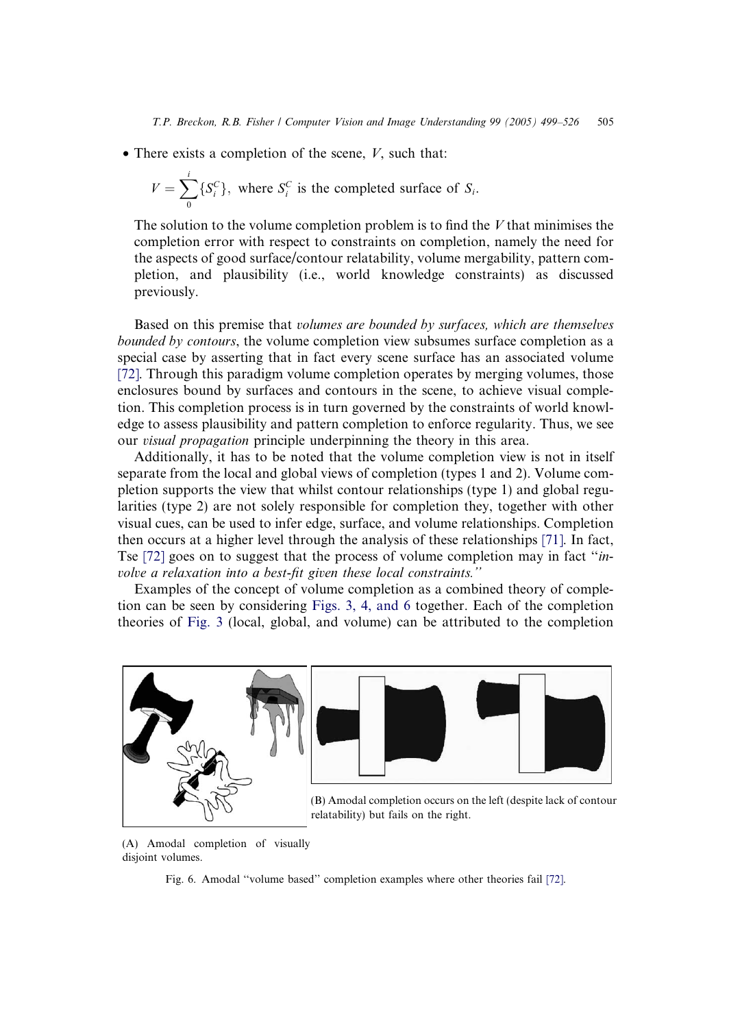- There exists a completion of the scene, $V$, such that:

  $V = \sum_{0}^{i} \{S_i^C\}$, where $S_i^C$ is the completed surface of $S_i$.

  The solution to the volume completion problem is to find the $V$ that minimises the completion error with respect to constraints on completion, namely the need for the aspects of good surface/contour relatability, volume mergability, pattern completion, and plausibility (i.e., world knowledge constraints) as discussed previously.

Based on this premise that *volumes are bounded by surfaces, which are themselves bounded by contours*, the volume completion view subsumes surface completion as a special case by asserting that in fact every scene surface has an associated volume [72]. Through this paradigm volume completion operates by merging volumes, those enclosures bound by surfaces and contours in the scene, to achieve visual completion. This completion process is in turn governed by the constraints of world knowledge to assess plausibility and pattern completion to enforce regularity. Thus, we see our *visual propagation* principle underpinning the theory in this area.

Additionally, it has to be noted that the volume completion view is not in itself separate from the local and global views of completion (types 1 and 2). Volume completion supports the view that whilst contour relationships (type 1) and global regularities (type 2) are not solely responsible for completion they, together with other visual cues, can be used to infer edge, surface, and volume relationships. Completion then occurs at a higher level through the analysis of these relationships [71]. In fact, Tse [72] goes on to suggest that the process of volume completion may in fact "*involve a relaxation into a best-fit given these local constraints.*"

Examples of the concept of volume completion as a combined theory of completion can be seen by considering Figs. 3, 4, and 6 together. Each of the completion theories of Fig. 3 (local, global, and volume) can be attributed to the completion

(A) Amodal completion of visually disjoint volumes.

(B) Amodal completion occurs on the left (despite lack of contour relatability) but fails on the right.

Fig. 6. Amodal "volume based" completion examples where other theories fail [72].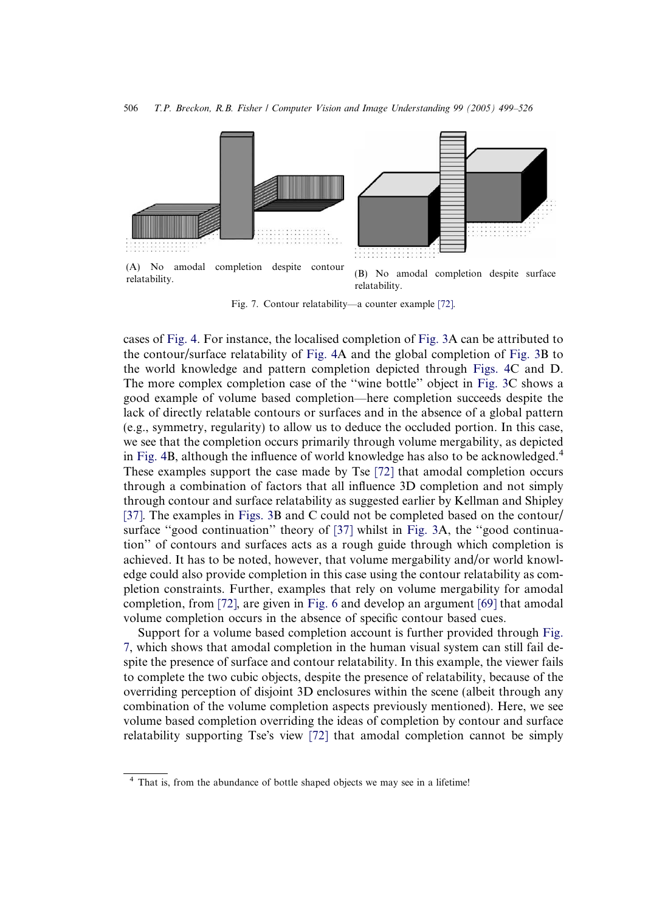(A) No amodal completion despite contour relatability.

(B) No amodal completion despite surface relatability.

Fig. 7. Contour relatability—a counter example [72].

cases of Fig. 4. For instance, the localised completion of Fig. 3A can be attributed to the contour/surface relatability of Fig. 4A and the global completion of Fig. 3B to the world knowledge and pattern completion depicted through Figs. 4C and D. The more complex completion case of the "wine bottle" object in Fig. 3C shows a good example of volume based completion—here completion succeeds despite the lack of directly relatable contours or surfaces and in the absence of a global pattern (e.g., symmetry, regularity) to allow us to deduce the occluded portion. In this case, we see that the completion occurs primarily through volume mergability, as depicted in Fig. 4B, although the influence of world knowledge has also to be acknowledged.[4] These examples support the case made by Tse [72] that amodal completion occurs through a combination of factors that all influence 3D completion and not simply through contour and surface relatability as suggested earlier by Kellman and Shipley [37]. The examples in Figs. 3B and C could not be completed based on the contour/surface "good continuation" theory of [37] whilst in Fig. 3A, the "good continuation" of contours and surfaces acts as a rough guide through which completion is achieved. It has to be noted, however, that volume mergability and/or world knowledge could also provide completion in this case using the contour relatability as completion constraints. Further, examples that rely on volume mergability for amodal completion, from [72], are given in Fig. 6 and develop an argument [69] that amodal volume completion occurs in the absence of specific contour based cues.

Support for a volume based completion account is further provided through Fig. 7, which shows that amodal completion in the human visual system can still fail despite the presence of surface and contour relatability. In this example, the viewer fails to complete the two cubic objects, despite the presence of relatability, because of the overriding perception of disjoint 3D enclosures within the scene (albeit through any combination of the volume completion aspects previously mentioned). Here, we see volume based completion overriding the ideas of completion by contour and surface relatability supporting Tse's view [72] that amodal completion cannot be simply

[4] That is, from the abundance of bottle shaped objects we may see in a lifetime!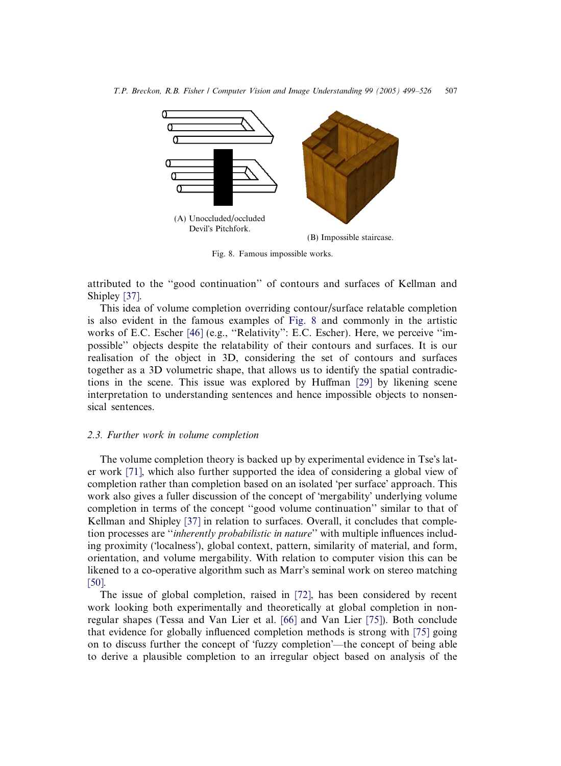(A) Unoccluded/occluded Devil's Pitchfork.

(B) Impossible staircase.

Fig. 8. Famous impossible works.

attributed to the ''good continuation'' of contours and surfaces of Kellman and Shipley [37].

This idea of volume completion overriding contour/surface relatable completion is also evident in the famous examples of Fig. 8 and commonly in the artistic works of E.C. Escher [46] (e.g., ''Relativity'': E.C. Escher). Here, we perceive ''impossible'' objects despite the relatability of their contours and surfaces. It is our realisation of the object in 3D, considering the set of contours and surfaces together as a 3D volumetric shape, that allows us to identify the spatial contradictions in the scene. This issue was explored by Huffman [29] by likening scene interpretation to understanding sentences and hence impossible objects to nonsensical sentences.

### 2.3. Further work in volume completion

The volume completion theory is backed up by experimental evidence in Tse's later work [71], which also further supported the idea of considering a global view of completion rather than completion based on an isolated 'per surface' approach. This work also gives a fuller discussion of the concept of 'mergability' underlying volume completion in terms of the concept ''good volume continuation'' similar to that of Kellman and Shipley [37] in relation to surfaces. Overall, it concludes that completion processes are ''*inherently probabilistic in nature*'' with multiple influences including proximity ('localness'), global context, pattern, similarity of material, and form, orientation, and volume mergability. With relation to computer vision this can be likened to a co-operative algorithm such as Marr's seminal work on stereo matching [50].

The issue of global completion, raised in [72], has been considered by recent work looking both experimentally and theoretically at global completion in non-regular shapes (Tessa and Van Lier et al. [66] and Van Lier [75]). Both conclude that evidence for globally influenced completion methods is strong with [75] going on to discuss further the concept of 'fuzzy completion'—the concept of being able to derive a plausible completion to an irregular object based on analysis of the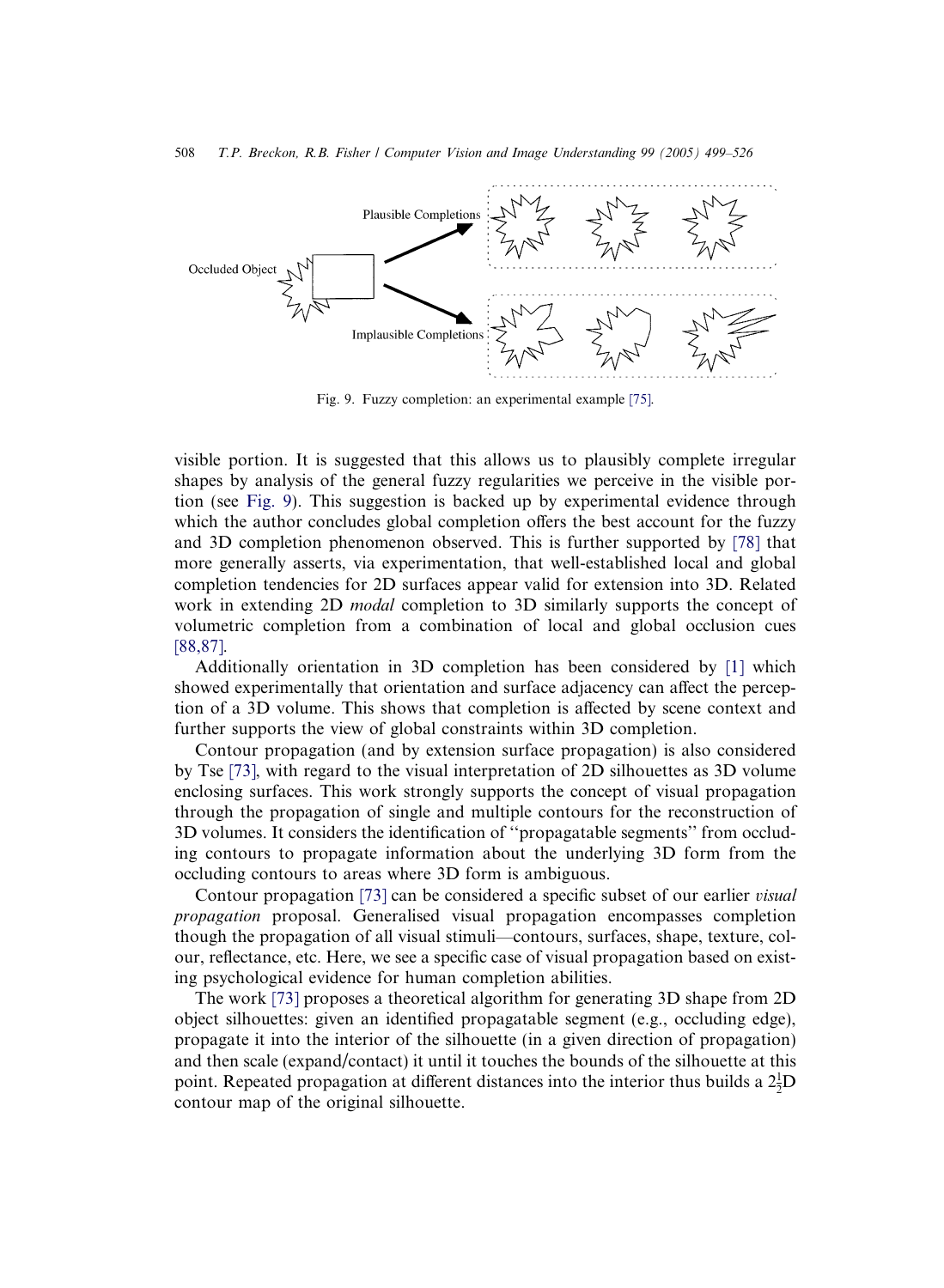Fig. 9. Fuzzy completion: an experimental example [75].

visible portion. It is suggested that this allows us to plausibly complete irregular shapes by analysis of the general fuzzy regularities we perceive in the visible portion (see Fig. 9). This suggestion is backed up by experimental evidence through which the author concludes global completion offers the best account for the fuzzy and 3D completion phenomenon observed. This is further supported by [78] that more generally asserts, via experimentation, that well-established local and global completion tendencies for 2D surfaces appear valid for extension into 3D. Related work in extending 2D *modal* completion to 3D similarly supports the concept of volumetric completion from a combination of local and global occlusion cues [88,87].

Additionally orientation in 3D completion has been considered by [1] which showed experimentally that orientation and surface adjacency can affect the perception of a 3D volume. This shows that completion is affected by scene context and further supports the view of global constraints within 3D completion.

Contour propagation (and by extension surface propagation) is also considered by Tse [73], with regard to the visual interpretation of 2D silhouettes as 3D volume enclosing surfaces. This work strongly supports the concept of visual propagation through the propagation of single and multiple contours for the reconstruction of 3D volumes. It considers the identification of "propagatable segments" from occluding contours to propagate information about the underlying 3D form from the occluding contours to areas where 3D form is ambiguous.

Contour propagation [73] can be considered a specific subset of our earlier *visual propagation* proposal. Generalised visual propagation encompasses completion though the propagation of all visual stimuli—contours, surfaces, shape, texture, colour, reflectance, etc. Here, we see a specific case of visual propagation based on existing psychological evidence for human completion abilities.

The work [73] proposes a theoretical algorithm for generating 3D shape from 2D object silhouettes: given an identified propagatable segment (e.g., occluding edge), propagate it into the interior of the silhouette (in a given direction of propagation) and then scale (expand/contact) it until it touches the bounds of the silhouette at this point. Repeated propagation at different distances into the interior thus builds a $2\frac{1}{2}$D contour map of the original silhouette.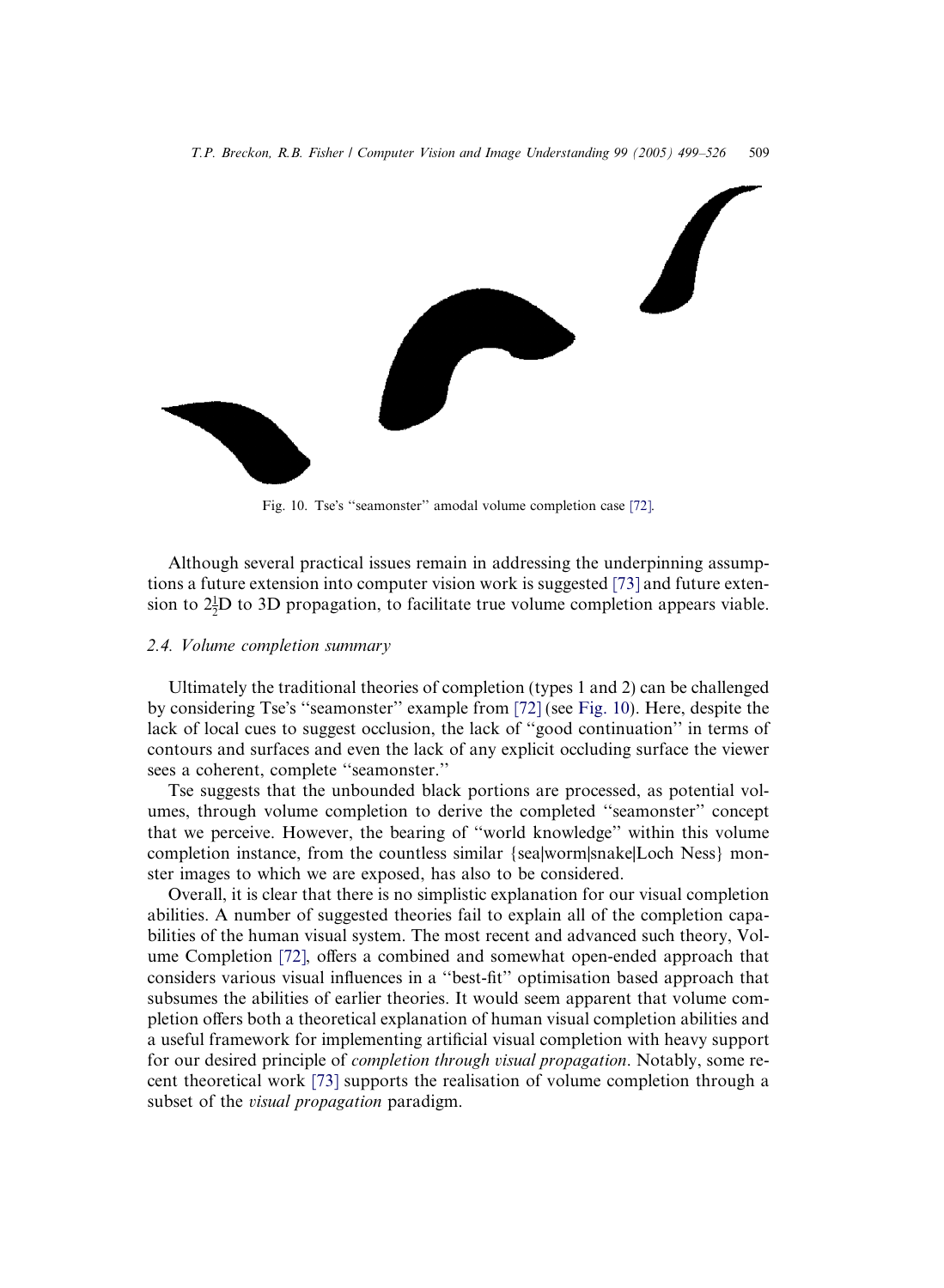Fig. 10. Tse's "seamonster" amodal volume completion case [72].

Although several practical issues remain in addressing the underpinning assumptions a future extension into computer vision work is suggested [73] and future extension to $2\frac{1}{2}$D to 3D propagation, to facilitate true volume completion appears viable.

### 2.4. Volume completion summary

Ultimately the traditional theories of completion (types 1 and 2) can be challenged by considering Tse's "seamonster" example from [72] (see Fig. 10). Here, despite the lack of local cues to suggest occlusion, the lack of "good continuation" in terms of contours and surfaces and even the lack of any explicit occluding surface the viewer sees a coherent, complete "seamonster."

Tse suggests that the unbounded black portions are processed, as potential volumes, through volume completion to derive the completed "seamonster" concept that we perceive. However, the bearing of "world knowledge" within this volume completion instance, from the countless similar {sea|worm|snake|Loch Ness} monster images to which we are exposed, has also to be considered.

Overall, it is clear that there is no simplistic explanation for our visual completion abilities. A number of suggested theories fail to explain all of the completion capabilities of the human visual system. The most recent and advanced such theory, Volume Completion [72], offers a combined and somewhat open-ended approach that considers various visual influences in a "best-fit" optimisation based approach that subsumes the abilities of earlier theories. It would seem apparent that volume completion offers both a theoretical explanation of human visual completion abilities and a useful framework for implementing artificial visual completion with heavy support for our desired principle of *completion through visual propagation*. Notably, some recent theoretical work [73] supports the realisation of volume completion through a subset of the *visual propagation* paradigm.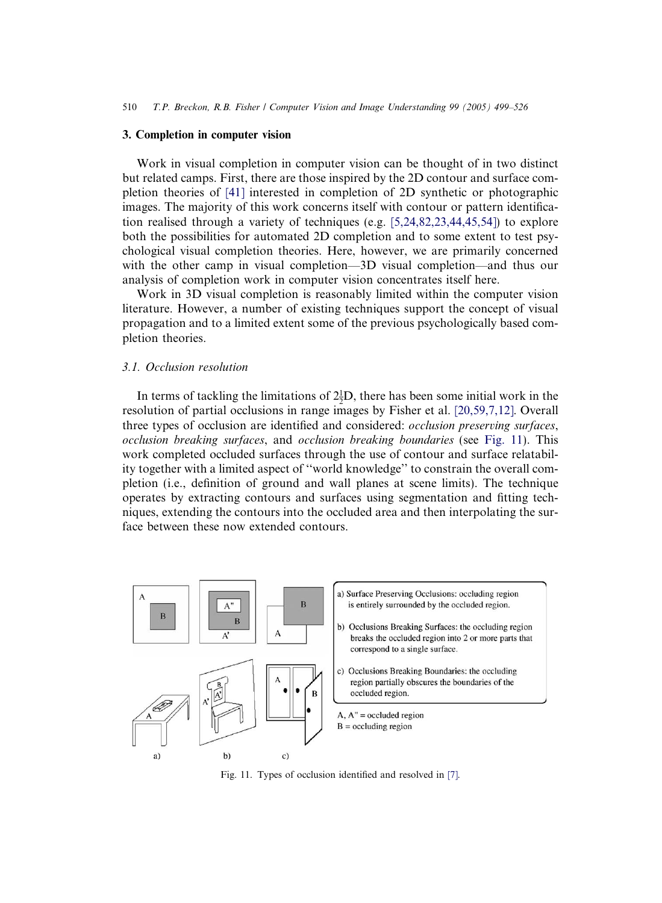## 3. Completion in computer vision

Work in visual completion in computer vision can be thought of in two distinct but related camps. First, there are those inspired by the 2D contour and surface completion theories of [41] interested in completion of 2D synthetic or photographic images. The majority of this work concerns itself with contour or pattern identification realised through a variety of techniques (e.g. [5,24,82,23,44,45,54]) to explore both the possibilities for automated 2D completion and to some extent to test psychological visual completion theories. Here, however, we are primarily concerned with the other camp in visual completion—3D visual completion—and thus our analysis of completion work in computer vision concentrates itself here.

Work in 3D visual completion is reasonably limited within the computer vision literature. However, a number of existing techniques support the concept of visual propagation and to a limited extent some of the previous psychologically based completion theories.

### 3.1. Occlusion resolution

In terms of tackling the limitations of $2\frac{1}{2}$D, there has been some initial work in the resolution of partial occlusions in range images by Fisher et al. [20,59,7,12]. Overall three types of occlusion are identified and considered: *occlusion preserving surfaces*, *occlusion breaking surfaces*, and *occlusion breaking boundaries* (see Fig. 11). This work completed occluded surfaces through the use of contour and surface relatability together with a limited aspect of "world knowledge" to constrain the overall completion (i.e., definition of ground and wall planes at scene limits). The technique operates by extracting contours and surfaces using segmentation and fitting techniques, extending the contours into the occluded area and then interpolating the surface between these now extended contours.

a) Surface Preserving Occlusions: occluding region is entirely surrounded by the occluded region.

b) Occlusions Breaking Surfaces: the occluding region breaks the occluded region into 2 or more parts that correspond to a single surface.

c) Occlusions Breaking Boundaries: the occluding region partially obscures the boundaries of the occluded region.

A, A" = occluded region
B = occluding region

Fig. 11. Types of occlusion identified and resolved in [7].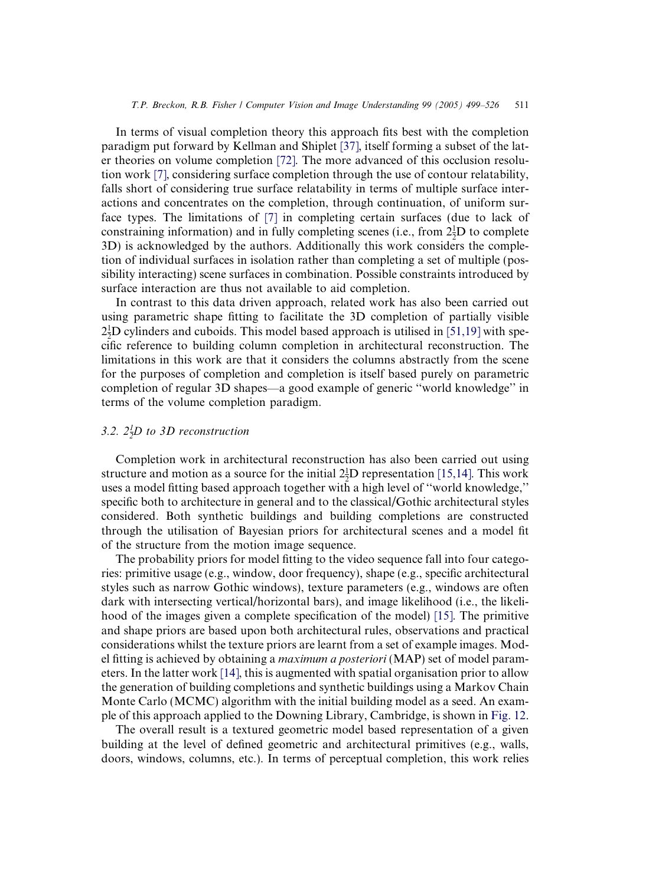In terms of visual completion theory this approach fits best with the completion paradigm put forward by Kellman and Shiplet [37], itself forming a subset of the later theories on volume completion [72]. The more advanced of this occlusion resolution work [7], considering surface completion through the use of contour relatability, falls short of considering true surface relatability in terms of multiple surface interactions and concentrates on the completion, through continuation, of uniform surface types. The limitations of [7] in completing certain surfaces (due to lack of constraining information) and in fully completing scenes (i.e., from $2\frac{1}{2}$D to complete 3D) is acknowledged by the authors. Additionally this work considers the completion of individual surfaces in isolation rather than completing a set of multiple (possibility interacting) scene surfaces in combination. Possible constraints introduced by surface interaction are thus not available to aid completion.

In contrast to this data driven approach, related work has also been carried out using parametric shape fitting to facilitate the 3D completion of partially visible $2\frac{1}{2}$D cylinders and cuboids. This model based approach is utilised in [51,19] with specific reference to building column completion in architectural reconstruction. The limitations in this work are that it considers the columns abstractly from the scene for the purposes of completion and completion is itself based purely on parametric completion of regular 3D shapes—a good example of generic "world knowledge" in terms of the volume completion paradigm.

### *3.2. $2\frac{1}{2}$D to 3D reconstruction*

Completion work in architectural reconstruction has also been carried out using structure and motion as a source for the initial $2\frac{1}{2}$D representation [15,14]. This work uses a model fitting based approach together with a high level of "world knowledge," specific both to architecture in general and to the classical/Gothic architectural styles considered. Both synthetic buildings and building completions are constructed through the utilisation of Bayesian priors for architectural scenes and a model fit of the structure from the motion image sequence.

The probability priors for model fitting to the video sequence fall into four categories: primitive usage (e.g., window, door frequency), shape (e.g., specific architectural styles such as narrow Gothic windows), texture parameters (e.g., windows are often dark with intersecting vertical/horizontal bars), and image likelihood (i.e., the likelihood of the images given a complete specification of the model) [15]. The primitive and shape priors are based upon both architectural rules, observations and practical considerations whilst the texture priors are learnt from a set of example images. Model fitting is achieved by obtaining a *maximum a posteriori* (MAP) set of model parameters. In the latter work [14], this is augmented with spatial organisation prior to allow the generation of building completions and synthetic buildings using a Markov Chain Monte Carlo (MCMC) algorithm with the initial building model as a seed. An example of this approach applied to the Downing Library, Cambridge, is shown in Fig. 12.

The overall result is a textured geometric model based representation of a given building at the level of defined geometric and architectural primitives (e.g., walls, doors, windows, columns, etc.). In terms of perceptual completion, this work relies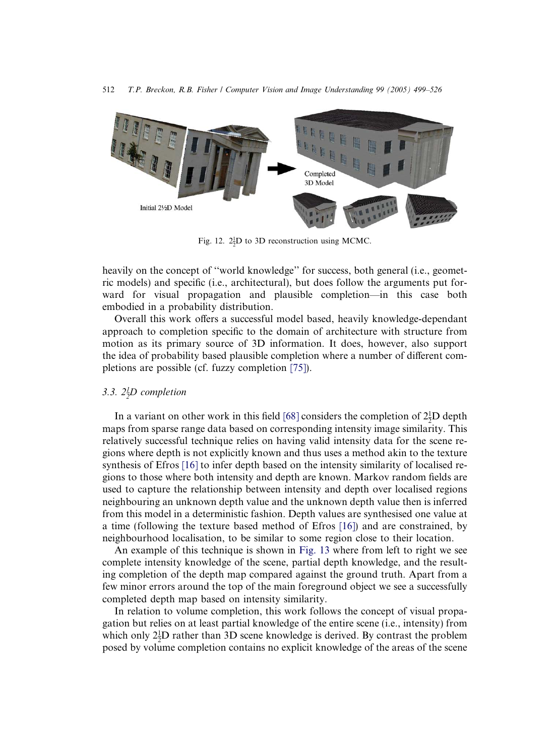Fig. 12. $2\frac{1}{2}$D to 3D reconstruction using MCMC.

heavily on the concept of "world knowledge" for success, both general (i.e., geometric models) and specific (i.e., architectural), but does follow the arguments put forward for visual propagation and plausible completion—in this case both embodied in a probability distribution.

Overall this work offers a successful model based, heavily knowledge-dependant approach to completion specific to the domain of architecture with structure from motion as its primary source of 3D information. It does, however, also support the idea of probability based plausible completion where a number of different completions are possible (cf. fuzzy completion [75]).

### 3.3. $2\frac{1}{2}$D completion

In a variant on other work in this field [68] considers the completion of $2\frac{1}{2}$D depth maps from sparse range data based on corresponding intensity image similarity. This relatively successful technique relies on having valid intensity data for the scene regions where depth is not explicitly known and thus uses a method akin to the texture synthesis of Efros [16] to infer depth based on the intensity similarity of localised regions to those where both intensity and depth are known. Markov random fields are used to capture the relationship between intensity and depth over localised regions neighbouring an unknown depth value and the unknown depth value then is inferred from this model in a deterministic fashion. Depth values are synthesised one value at a time (following the texture based method of Efros [16]) and are constrained, by neighbourhood localisation, to be similar to some region close to their location.

An example of this technique is shown in Fig. 13 where from left to right we see complete intensity knowledge of the scene, partial depth knowledge, and the resulting completion of the depth map compared against the ground truth. Apart from a few minor errors around the top of the main foreground object we see a successfully completed depth map based on intensity similarity.

In relation to volume completion, this work follows the concept of visual propagation but relies on at least partial knowledge of the entire scene (i.e., intensity) from which only $2\frac{1}{2}$D rather than 3D scene knowledge is derived. By contrast the problem posed by volume completion contains no explicit knowledge of the areas of the scene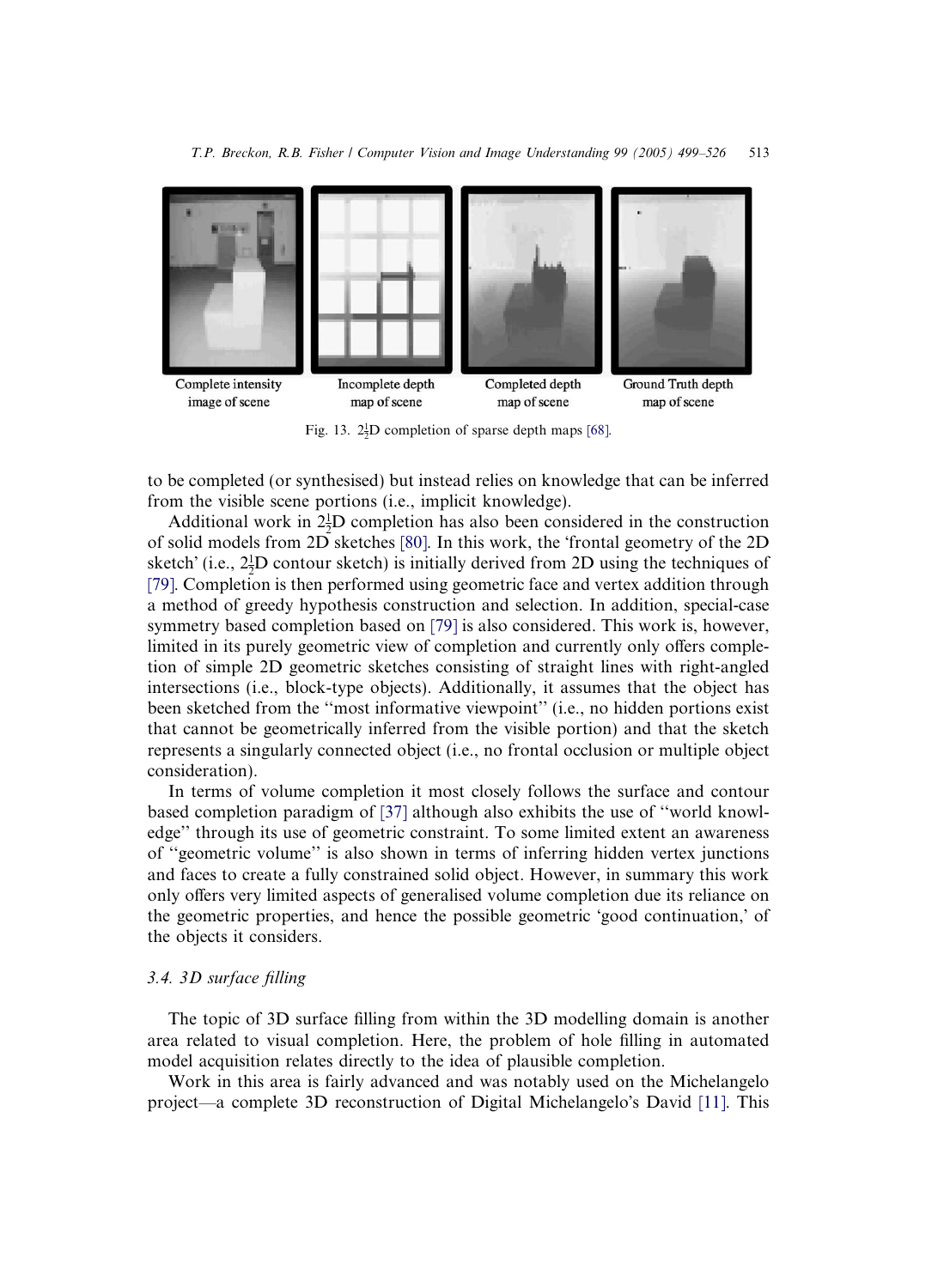Complete intensity image of scene | Incomplete depth map of scene | Completed depth map of scene | Ground Truth depth map of scene

Fig. 13. $2\frac{1}{2}$D completion of sparse depth maps [68].

to be completed (or synthesised) but instead relies on knowledge that can be inferred from the visible scene portions (i.e., implicit knowledge).

Additional work in $2\frac{1}{2}$D completion has also been considered in the construction of solid models from 2D sketches [80]. In this work, the 'frontal geometry of the 2D sketch' (i.e., $2\frac{1}{2}$D contour sketch) is initially derived from 2D using the techniques of [79]. Completion is then performed using geometric face and vertex addition through a method of greedy hypothesis construction and selection. In addition, special-case symmetry based completion based on [79] is also considered. This work is, however, limited in its purely geometric view of completion and currently only offers completion of simple 2D geometric sketches consisting of straight lines with right-angled intersections (i.e., block-type objects). Additionally, it assumes that the object has been sketched from the "most informative viewpoint" (i.e., no hidden portions exist that cannot be geometrically inferred from the visible portion) and that the sketch represents a singularly connected object (i.e., no frontal occlusion or multiple object consideration).

In terms of volume completion it most closely follows the surface and contour based completion paradigm of [37] although also exhibits the use of "world knowledge" through its use of geometric constraint. To some limited extent an awareness of "geometric volume" is also shown in terms of inferring hidden vertex junctions and faces to create a fully constrained solid object. However, in summary this work only offers very limited aspects of generalised volume completion due its reliance on the geometric properties, and hence the possible geometric 'good continuation,' of the objects it considers.

### 3.4. 3D surface filling

The topic of 3D surface filling from within the 3D modelling domain is another area related to visual completion. Here, the problem of hole filling in automated model acquisition relates directly to the idea of plausible completion.

Work in this area is fairly advanced and was notably used on the Michelangelo project—a complete 3D reconstruction of Digital Michelangelo's David [11]. This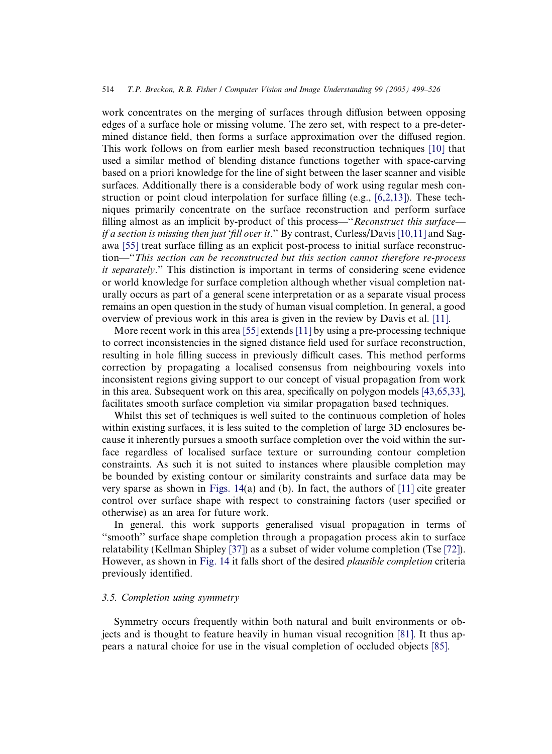work concentrates on the merging of surfaces through diffusion between opposing edges of a surface hole or missing volume. The zero set, with respect to a pre-determined distance field, then forms a surface approximation over the diffused region. This work follows on from earlier mesh based reconstruction techniques [10] that used a similar method of blending distance functions together with space-carving based on a priori knowledge for the line of sight between the laser scanner and visible surfaces. Additionally there is a considerable body of work using regular mesh construction or point cloud interpolation for surface filling (e.g., [6,2,13]). These techniques primarily concentrate on the surface reconstruction and perform surface filling almost as an implicit by-product of this process—"*Reconstruct this surface—if a section is missing then just 'fill over it*." By contrast, Curless/Davis [10,11] and Sagawa [55] treat surface filling as an explicit post-process to initial surface reconstruction—"*This section can be reconstructed but this section cannot therefore re-process it separately*." This distinction is important in terms of considering scene evidence or world knowledge for surface completion although whether visual completion naturally occurs as part of a general scene interpretation or as a separate visual process remains an open question in the study of human visual completion. In general, a good overview of previous work in this area is given in the review by Davis et al. [11].

More recent work in this area [55] extends [11] by using a pre-processing technique to correct inconsistencies in the signed distance field used for surface reconstruction, resulting in hole filling success in previously difficult cases. This method performs correction by propagating a localised consensus from neighbouring voxels into inconsistent regions giving support to our concept of visual propagation from work in this area. Subsequent work on this area, specifically on polygon models [43,65,33], facilitates smooth surface completion via similar propagation based techniques.

Whilst this set of techniques is well suited to the continuous completion of holes within existing surfaces, it is less suited to the completion of large 3D enclosures because it inherently pursues a smooth surface completion over the void within the surface regardless of localised surface texture or surrounding contour completion constraints. As such it is not suited to instances where plausible completion may be bounded by existing contour or similarity constraints and surface data may be very sparse as shown in Figs. 14(a) and (b). In fact, the authors of [11] cite greater control over surface shape with respect to constraining factors (user specified or otherwise) as an area for future work.

In general, this work supports generalised visual propagation in terms of "smooth" surface shape completion through a propagation process akin to surface relatability (Kellman Shipley [37]) as a subset of wider volume completion (Tse [72]). However, as shown in Fig. 14 it falls short of the desired *plausible completion* criteria previously identified.

### *3.5. Completion using symmetry*

Symmetry occurs frequently within both natural and built environments or objects and is thought to feature heavily in human visual recognition [81]. It thus appears a natural choice for use in the visual completion of occluded objects [85].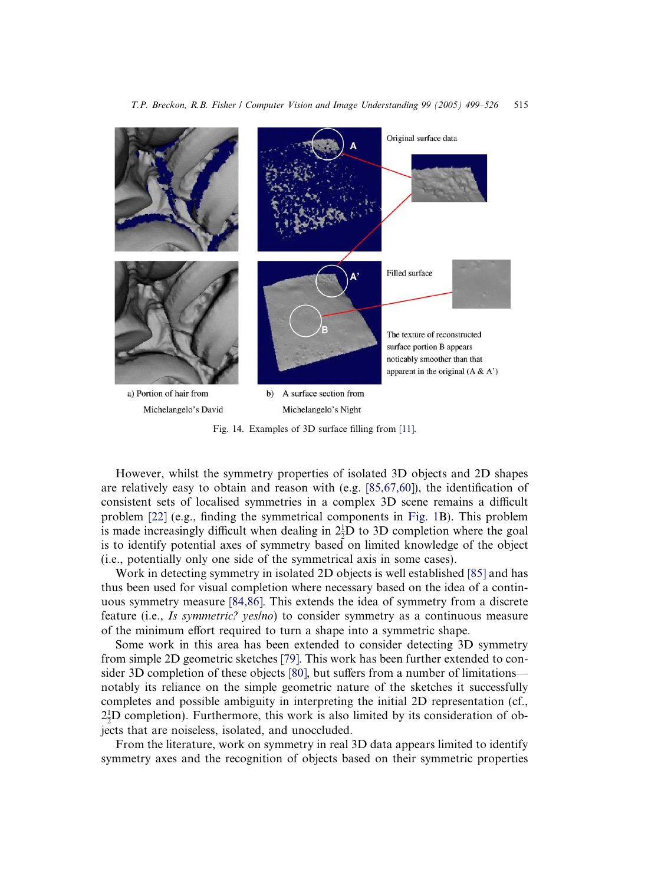Fig. 14. Examples of 3D surface filling from [11].

However, whilst the symmetry properties of isolated 3D objects and 2D shapes are relatively easy to obtain and reason with (e.g. [85,67,60]), the identification of consistent sets of localised symmetries in a complex 3D scene remains a difficult problem [22] (e.g., finding the symmetrical components in Fig. 1B). This problem is made increasingly difficult when dealing in $2\frac{1}{2}$D to 3D completion where the goal is to identify potential axes of symmetry based on limited knowledge of the object (i.e., potentially only one side of the symmetrical axis in some cases).

Work in detecting symmetry in isolated 2D objects is well established [85] and has thus been used for visual completion where necessary based on the idea of a continuous symmetry measure [84,86]. This extends the idea of symmetry from a discrete feature (i.e., *Is symmetric? yes/no*) to consider symmetry as a continuous measure of the minimum effort required to turn a shape into a symmetric shape.

Some work in this area has been extended to consider detecting 3D symmetry from simple 2D geometric sketches [79]. This work has been further extended to consider 3D completion of these objects [80], but suffers from a number of limitations—notably its reliance on the simple geometric nature of the sketches it successfully completes and possible ambiguity in interpreting the initial 2D representation (cf., $2\frac{1}{2}$D completion). Furthermore, this work is also limited by its consideration of objects that are noiseless, isolated, and unoccluded.

From the literature, work on symmetry in real 3D data appears limited to identify symmetry axes and the recognition of objects based on their symmetric properties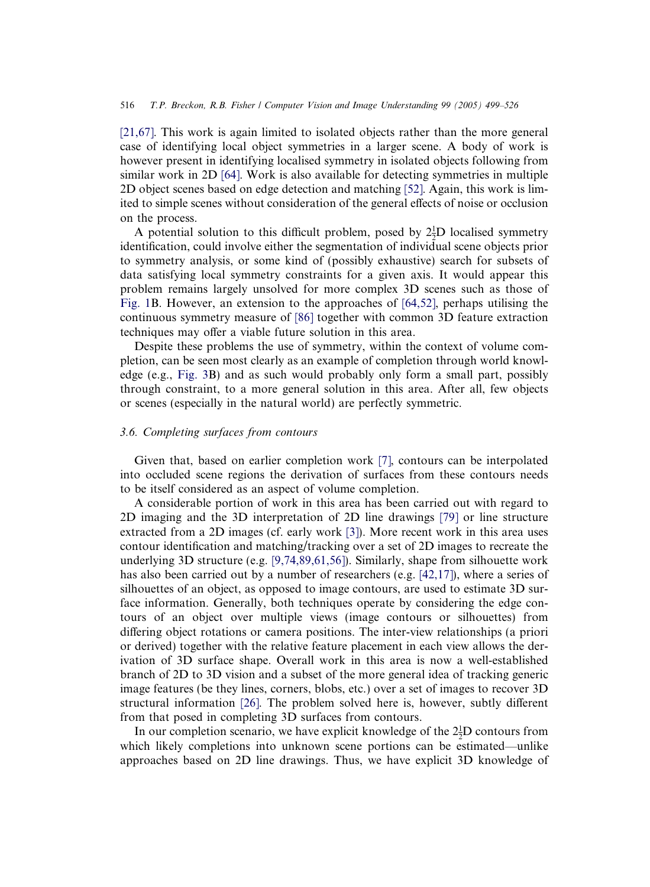[21,67]. This work is again limited to isolated objects rather than the more general case of identifying local object symmetries in a larger scene. A body of work is however present in identifying localised symmetry in isolated objects following from similar work in 2D [64]. Work is also available for detecting symmetries in multiple 2D object scenes based on edge detection and matching [52]. Again, this work is limited to simple scenes without consideration of the general effects of noise or occlusion on the process.

A potential solution to this difficult problem, posed by $2\frac{1}{2}$D localised symmetry identification, could involve either the segmentation of individual scene objects prior to symmetry analysis, or some kind of (possibly exhaustive) search for subsets of data satisfying local symmetry constraints for a given axis. It would appear this problem remains largely unsolved for more complex 3D scenes such as those of Fig. 1B. However, an extension to the approaches of [64,52], perhaps utilising the continuous symmetry measure of [86] together with common 3D feature extraction techniques may offer a viable future solution in this area.

Despite these problems the use of symmetry, within the context of volume completion, can be seen most clearly as an example of completion through world knowledge (e.g., Fig. 3B) and as such would probably only form a small part, possibly through constraint, to a more general solution in this area. After all, few objects or scenes (especially in the natural world) are perfectly symmetric.

### 3.6. Completing surfaces from contours

Given that, based on earlier completion work [7], contours can be interpolated into occluded scene regions the derivation of surfaces from these contours needs to be itself considered as an aspect of volume completion.

A considerable portion of work in this area has been carried out with regard to 2D imaging and the 3D interpretation of 2D line drawings [79] or line structure extracted from a 2D images (cf. early work [3]). More recent work in this area uses contour identification and matching/tracking over a set of 2D images to recreate the underlying 3D structure (e.g. [9,74,89,61,56]). Similarly, shape from silhouette work has also been carried out by a number of researchers (e.g. [42,17]), where a series of silhouettes of an object, as opposed to image contours, are used to estimate 3D surface information. Generally, both techniques operate by considering the edge contours of an object over multiple views (image contours or silhouettes) from differing object rotations or camera positions. The inter-view relationships (a priori or derived) together with the relative feature placement in each view allows the derivation of 3D surface shape. Overall work in this area is now a well-established branch of 2D to 3D vision and a subset of the more general idea of tracking generic image features (be they lines, corners, blobs, etc.) over a set of images to recover 3D structural information [26]. The problem solved here is, however, subtly different from that posed in completing 3D surfaces from contours.

In our completion scenario, we have explicit knowledge of the $2\frac{1}{2}$D contours from which likely completions into unknown scene portions can be estimated—unlike approaches based on 2D line drawings. Thus, we have explicit 3D knowledge of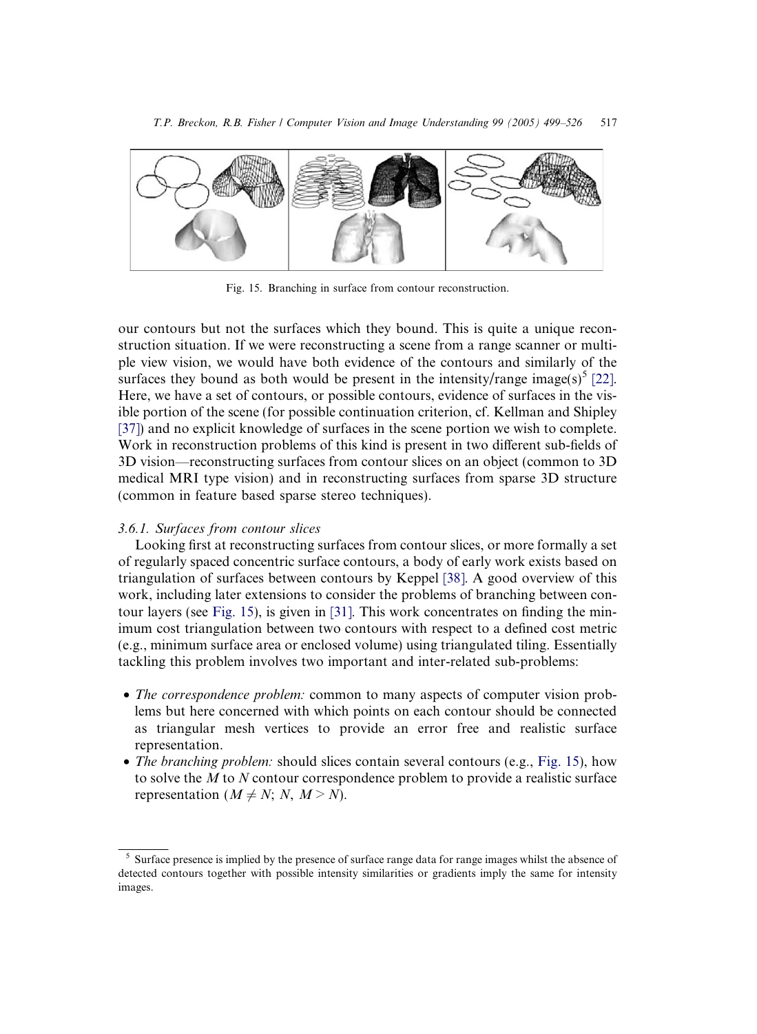Fig. 15. Branching in surface from contour reconstruction.

our contours but not the surfaces which they bound. This is quite a unique reconstruction situation. If we were reconstructing a scene from a range scanner or multiple view vision, we would have both evidence of the contours and similarly of the surfaces they bound as both would be present in the intensity/range image(s)[5] [22]. Here, we have a set of contours, or possible contours, evidence of surfaces in the visible portion of the scene (for possible continuation criterion, cf. Kellman and Shipley [37]) and no explicit knowledge of surfaces in the scene portion we wish to complete. Work in reconstruction problems of this kind is present in two different sub-fields of 3D vision—reconstructing surfaces from contour slices on an object (common to 3D medical MRI type vision) and in reconstructing surfaces from sparse 3D structure (common in feature based sparse stereo techniques).

### 3.6.1. Surfaces from contour slices

Looking first at reconstructing surfaces from contour slices, or more formally a set of regularly spaced concentric surface contours, a body of early work exists based on triangulation of surfaces between contours by Keppel [38]. A good overview of this work, including later extensions to consider the problems of branching between contour layers (see Fig. 15), is given in [31]. This work concentrates on finding the minimum cost triangulation between two contours with respect to a defined cost metric (e.g., minimum surface area or enclosed volume) using triangulated tiling. Essentially tackling this problem involves two important and inter-related sub-problems:

- *The correspondence problem:* common to many aspects of computer vision problems but here concerned with which points on each contour should be connected as triangular mesh vertices to provide an error free and realistic surface representation.
- *The branching problem:* should slices contain several contours (e.g., Fig. 15), how to solve the $M$ to $N$ contour correspondence problem to provide a realistic surface representation ($M \neq N$; $N$, $M > N$).

[5] Surface presence is implied by the presence of surface range data for range images whilst the absence of detected contours together with possible intensity similarities or gradients imply the same for intensity images.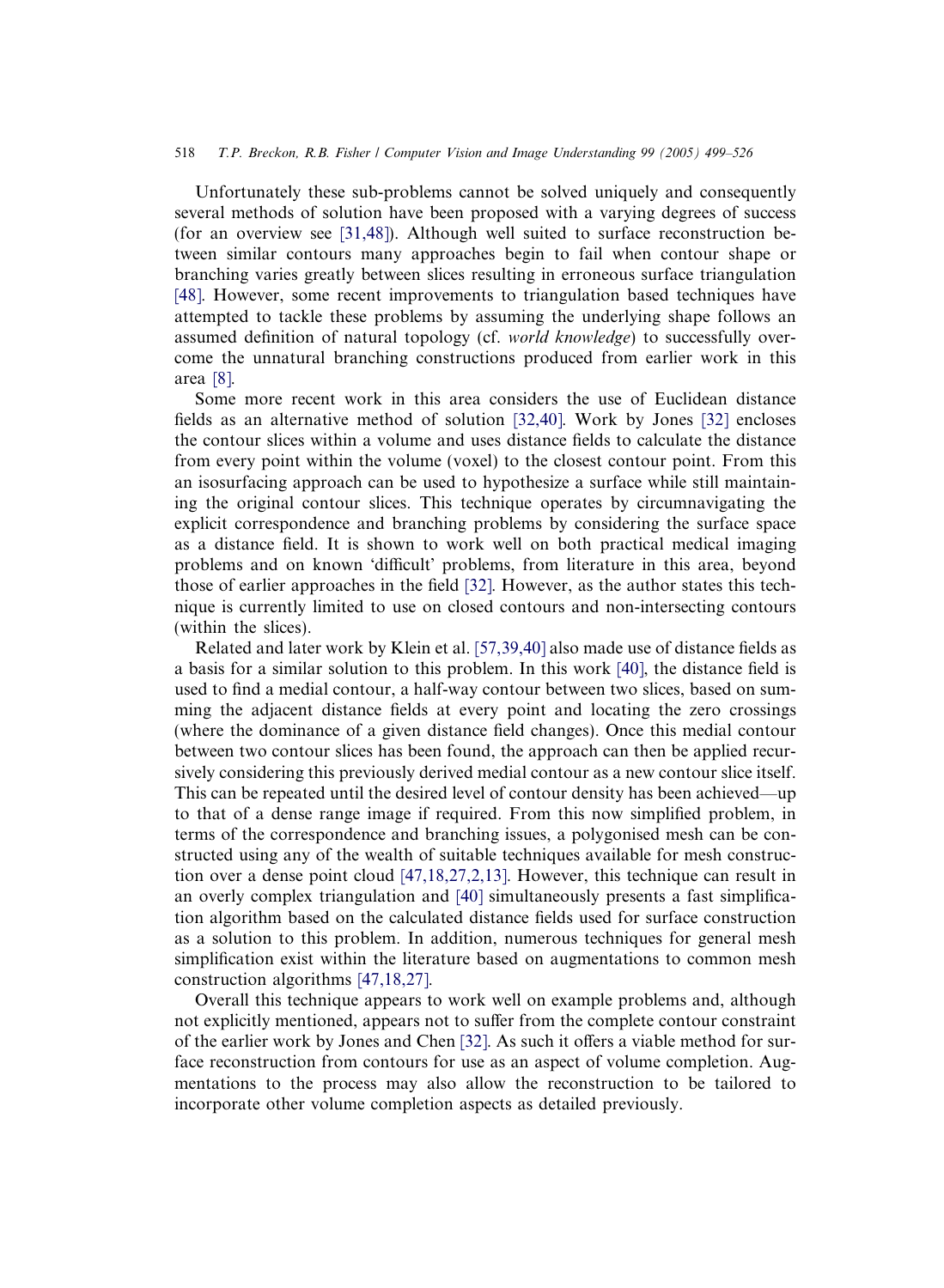Unfortunately these sub-problems cannot be solved uniquely and consequently several methods of solution have been proposed with a varying degrees of success (for an overview see [31,48]). Although well suited to surface reconstruction between similar contours many approaches begin to fail when contour shape or branching varies greatly between slices resulting in erroneous surface triangulation [48]. However, some recent improvements to triangulation based techniques have attempted to tackle these problems by assuming the underlying shape follows an assumed definition of natural topology (cf. *world knowledge*) to successfully overcome the unnatural branching constructions produced from earlier work in this area [8].

Some more recent work in this area considers the use of Euclidean distance fields as an alternative method of solution [32,40]. Work by Jones [32] encloses the contour slices within a volume and uses distance fields to calculate the distance from every point within the volume (voxel) to the closest contour point. From this an isosurfacing approach can be used to hypothesize a surface while still maintaining the original contour slices. This technique operates by circumnavigating the explicit correspondence and branching problems by considering the surface space as a distance field. It is shown to work well on both practical medical imaging problems and on known 'difficult' problems, from literature in this area, beyond those of earlier approaches in the field [32]. However, as the author states this technique is currently limited to use on closed contours and non-intersecting contours (within the slices).

Related and later work by Klein et al. [57,39,40] also made use of distance fields as a basis for a similar solution to this problem. In this work [40], the distance field is used to find a medial contour, a half-way contour between two slices, based on summing the adjacent distance fields at every point and locating the zero crossings (where the dominance of a given distance field changes). Once this medial contour between two contour slices has been found, the approach can then be applied recursively considering this previously derived medial contour as a new contour slice itself. This can be repeated until the desired level of contour density has been achieved—up to that of a dense range image if required. From this now simplified problem, in terms of the correspondence and branching issues, a polygonised mesh can be constructed using any of the wealth of suitable techniques available for mesh construction over a dense point cloud [47,18,27,2,13]. However, this technique can result in an overly complex triangulation and [40] simultaneously presents a fast simplification algorithm based on the calculated distance fields used for surface construction as a solution to this problem. In addition, numerous techniques for general mesh simplification exist within the literature based on augmentations to common mesh construction algorithms [47,18,27].

Overall this technique appears to work well on example problems and, although not explicitly mentioned, appears not to suffer from the complete contour constraint of the earlier work by Jones and Chen [32]. As such it offers a viable method for surface reconstruction from contours for use as an aspect of volume completion. Augmentations to the process may also allow the reconstruction to be tailored to incorporate other volume completion aspects as detailed previously.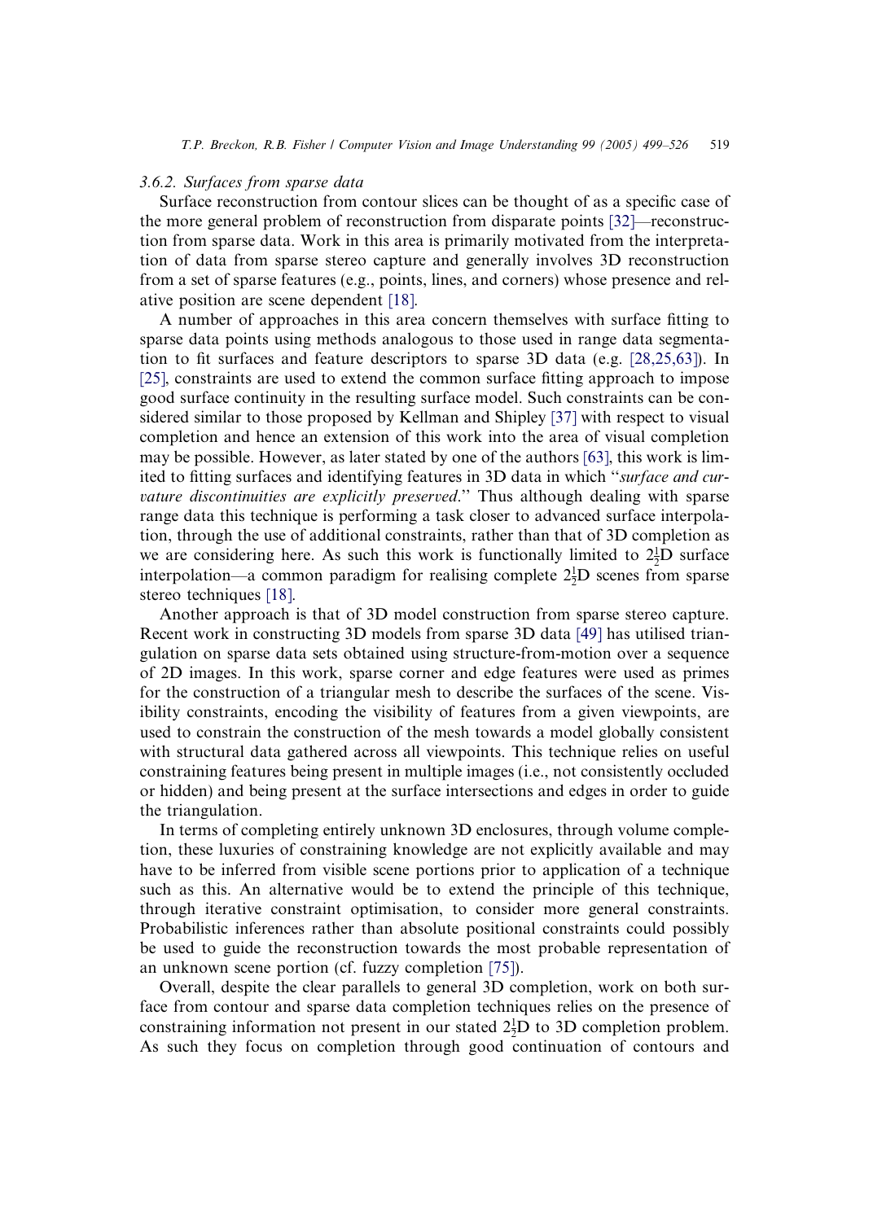### 3.6.2. Surfaces from sparse data

Surface reconstruction from contour slices can be thought of as a specific case of the more general problem of reconstruction from disparate points [32]—reconstruction from sparse data. Work in this area is primarily motivated from the interpretation of data from sparse stereo capture and generally involves 3D reconstruction from a set of sparse features (e.g., points, lines, and corners) whose presence and relative position are scene dependent [18].

A number of approaches in this area concern themselves with surface fitting to sparse data points using methods analogous to those used in range data segmentation to fit surfaces and feature descriptors to sparse 3D data (e.g. [28,25,63]). In [25], constraints are used to extend the common surface fitting approach to impose good surface continuity in the resulting surface model. Such constraints can be considered similar to those proposed by Kellman and Shipley [37] with respect to visual completion and hence an extension of this work into the area of visual completion may be possible. However, as later stated by one of the authors [63], this work is limited to fitting surfaces and identifying features in 3D data in which "*surface and curvature discontinuities are explicitly preserved*." Thus although dealing with sparse range data this technique is performing a task closer to advanced surface interpolation, through the use of additional constraints, rather than that of 3D completion as we are considering here. As such this work is functionally limited to $2\frac{1}{2}$D surface interpolation—a common paradigm for realising complete $2\frac{1}{2}$D scenes from sparse stereo techniques [18].

Another approach is that of 3D model construction from sparse stereo capture. Recent work in constructing 3D models from sparse 3D data [49] has utilised triangulation on sparse data sets obtained using structure-from-motion over a sequence of 2D images. In this work, sparse corner and edge features were used as primes for the construction of a triangular mesh to describe the surfaces of the scene. Visibility constraints, encoding the visibility of features from a given viewpoints, are used to constrain the construction of the mesh towards a model globally consistent with structural data gathered across all viewpoints. This technique relies on useful constraining features being present in multiple images (i.e., not consistently occluded or hidden) and being present at the surface intersections and edges in order to guide the triangulation.

In terms of completing entirely unknown 3D enclosures, through volume completion, these luxuries of constraining knowledge are not explicitly available and may have to be inferred from visible scene portions prior to application of a technique such as this. An alternative would be to extend the principle of this technique, through iterative constraint optimisation, to consider more general constraints. Probabilistic inferences rather than absolute positional constraints could possibly be used to guide the reconstruction towards the most probable representation of an unknown scene portion (cf. fuzzy completion [75]).

Overall, despite the clear parallels to general 3D completion, work on both surface from contour and sparse data completion techniques relies on the presence of constraining information not present in our stated $2\frac{1}{2}$D to 3D completion problem. As such they focus on completion through good continuation of contours and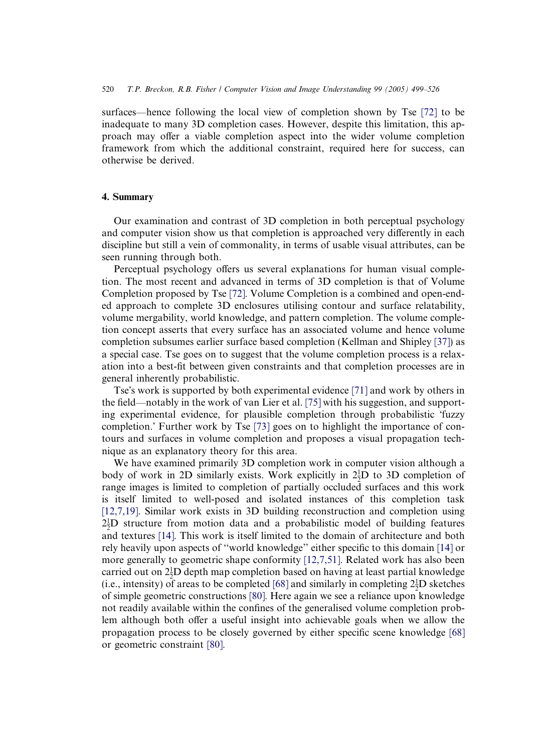surfaces—hence following the local view of completion shown by Tse [72] to be inadequate to many 3D completion cases. However, despite this limitation, this approach may offer a viable completion aspect into the wider volume completion framework from which the additional constraint, required here for success, can otherwise be derived.

## 4. Summary

Our examination and contrast of 3D completion in both perceptual psychology and computer vision show us that completion is approached very differently in each discipline but still a vein of commonality, in terms of usable visual attributes, can be seen running through both.

Perceptual psychology offers us several explanations for human visual completion. The most recent and advanced in terms of 3D completion is that of Volume Completion proposed by Tse [72]. Volume Completion is a combined and open-ended approach to complete 3D enclosures utilising contour and surface relatability, volume mergability, world knowledge, and pattern completion. The volume completion concept asserts that every surface has an associated volume and hence volume completion subsumes earlier surface based completion (Kellman and Shipley [37]) as a special case. Tse goes on to suggest that the volume completion process is a relaxation into a best-fit between given constraints and that completion processes are in general inherently probabilistic.

Tse's work is supported by both experimental evidence [71] and work by others in the field—notably in the work of van Lier et al. [75] with his suggestion, and supporting experimental evidence, for plausible completion through probabilistic 'fuzzy completion.' Further work by Tse [73] goes on to highlight the importance of contours and surfaces in volume completion and proposes a visual propagation technique as an explanatory theory for this area.

We have examined primarily 3D completion work in computer vision although a body of work in 2D similarly exists. Work explicitly in $2\frac{1}{2}$D to 3D completion of range images is limited to completion of partially occluded surfaces and this work is itself limited to well-posed and isolated instances of this completion task [12,7,19]. Similar work exists in 3D building reconstruction and completion using $2\frac{1}{2}$D structure from motion data and a probabilistic model of building features and textures [14]. This work is itself limited to the domain of architecture and both rely heavily upon aspects of "world knowledge" either specific to this domain [14] or more generally to geometric shape conformity [12,7,51]. Related work has also been carried out on $2\frac{1}{2}$D depth map completion based on having at least partial knowledge (i.e., intensity) of areas to be completed [68] and similarly in completing $2\frac{1}{2}$D sketches of simple geometric constructions [80]. Here again we see a reliance upon knowledge not readily available within the confines of the generalised volume completion problem although both offer a useful insight into achievable goals when we allow the propagation process to be closely governed by either specific scene knowledge [68] or geometric constraint [80].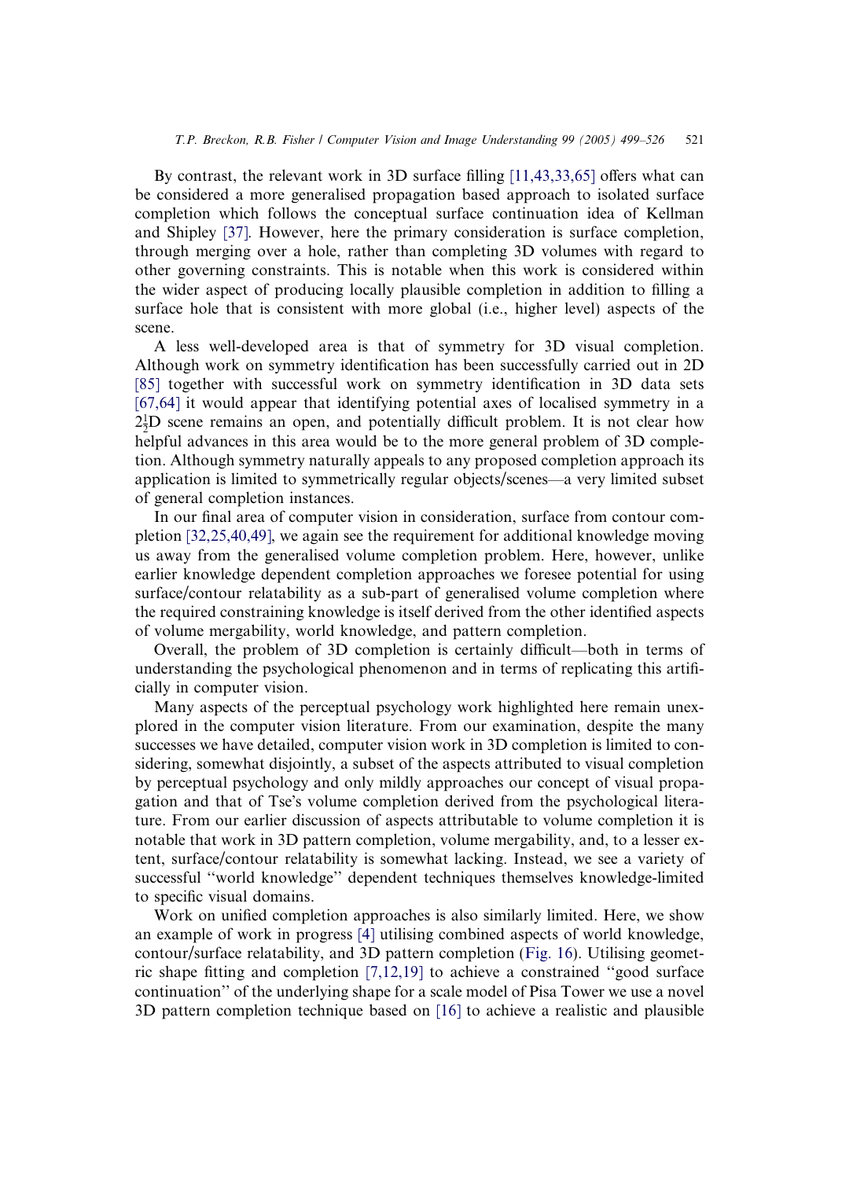By contrast, the relevant work in 3D surface filling [11,43,33,65] offers what can be considered a more generalised propagation based approach to isolated surface completion which follows the conceptual surface continuation idea of Kellman and Shipley [37]. However, here the primary consideration is surface completion, through merging over a hole, rather than completing 3D volumes with regard to other governing constraints. This is notable when this work is considered within the wider aspect of producing locally plausible completion in addition to filling a surface hole that is consistent with more global (i.e., higher level) aspects of the scene.

A less well-developed area is that of symmetry for 3D visual completion. Although work on symmetry identification has been successfully carried out in 2D [85] together with successful work on symmetry identification in 3D data sets [67,64] it would appear that identifying potential axes of localised symmetry in a $2\frac{1}{2}$D scene remains an open, and potentially difficult problem. It is not clear how helpful advances in this area would be to the more general problem of 3D completion. Although symmetry naturally appeals to any proposed completion approach its application is limited to symmetrically regular objects/scenes—a very limited subset of general completion instances.

In our final area of computer vision in consideration, surface from contour completion [32,25,40,49], we again see the requirement for additional knowledge moving us away from the generalised volume completion problem. Here, however, unlike earlier knowledge dependent completion approaches we foresee potential for using surface/contour relatability as a sub-part of generalised volume completion where the required constraining knowledge is itself derived from the other identified aspects of volume mergability, world knowledge, and pattern completion.

Overall, the problem of 3D completion is certainly difficult—both in terms of understanding the psychological phenomenon and in terms of replicating this artificially in computer vision.

Many aspects of the perceptual psychology work highlighted here remain unexplored in the computer vision literature. From our examination, despite the many successes we have detailed, computer vision work in 3D completion is limited to considering, somewhat disjointly, a subset of the aspects attributed to visual completion by perceptual psychology and only mildly approaches our concept of visual propagation and that of Tse's volume completion derived from the psychological literature. From our earlier discussion of aspects attributable to volume completion it is notable that work in 3D pattern completion, volume mergability, and, to a lesser extent, surface/contour relatability is somewhat lacking. Instead, we see a variety of successful "world knowledge" dependent techniques themselves knowledge-limited to specific visual domains.

Work on unified completion approaches is also similarly limited. Here, we show an example of work in progress [4] utilising combined aspects of world knowledge, contour/surface relatability, and 3D pattern completion (Fig. 16). Utilising geometric shape fitting and completion [7,12,19] to achieve a constrained "good surface continuation" of the underlying shape for a scale model of Pisa Tower we use a novel 3D pattern completion technique based on [16] to achieve a realistic and plausible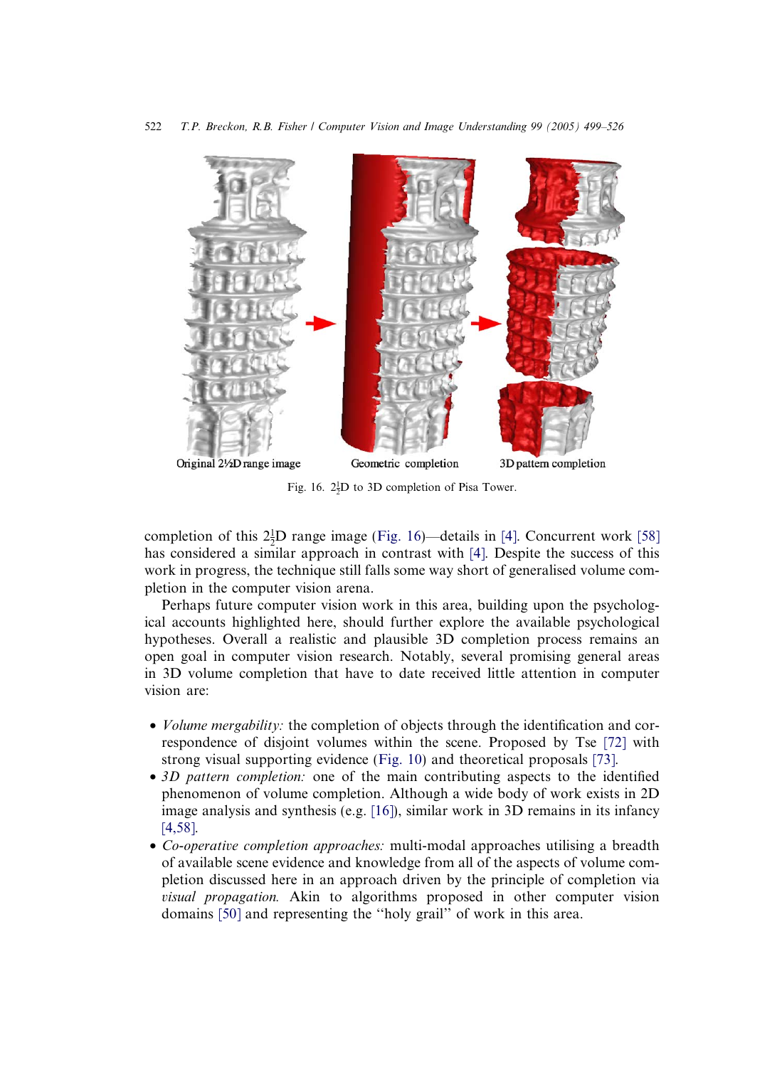Original 2½D range image      Geometric completion      3D pattern completion

Fig. 16. $2\frac{1}{2}$D to 3D completion of Pisa Tower.

completion of this $2\frac{1}{2}$D range image (Fig. 16)—details in [4]. Concurrent work [58] has considered a similar approach in contrast with [4]. Despite the success of this work in progress, the technique still falls some way short of generalised volume completion in the computer vision arena.

Perhaps future computer vision work in this area, building upon the psychological accounts highlighted here, should further explore the available psychological hypotheses. Overall a realistic and plausible 3D completion process remains an open goal in computer vision research. Notably, several promising general areas in 3D volume completion that have to date received little attention in computer vision are:

- *Volume mergability:* the completion of objects through the identification and correspondence of disjoint volumes within the scene. Proposed by Tse [72] with strong visual supporting evidence (Fig. 10) and theoretical proposals [73].
- *3D pattern completion:* one of the main contributing aspects to the identified phenomenon of volume completion. Although a wide body of work exists in 2D image analysis and synthesis (e.g. [16]), similar work in 3D remains in its infancy [4,58].
- *Co-operative completion approaches:* multi-modal approaches utilising a breadth of available scene evidence and knowledge from all of the aspects of volume completion discussed here in an approach driven by the principle of completion via *visual propagation.* Akin to algorithms proposed in other computer vision domains [50] and representing the "holy grail" of work in this area.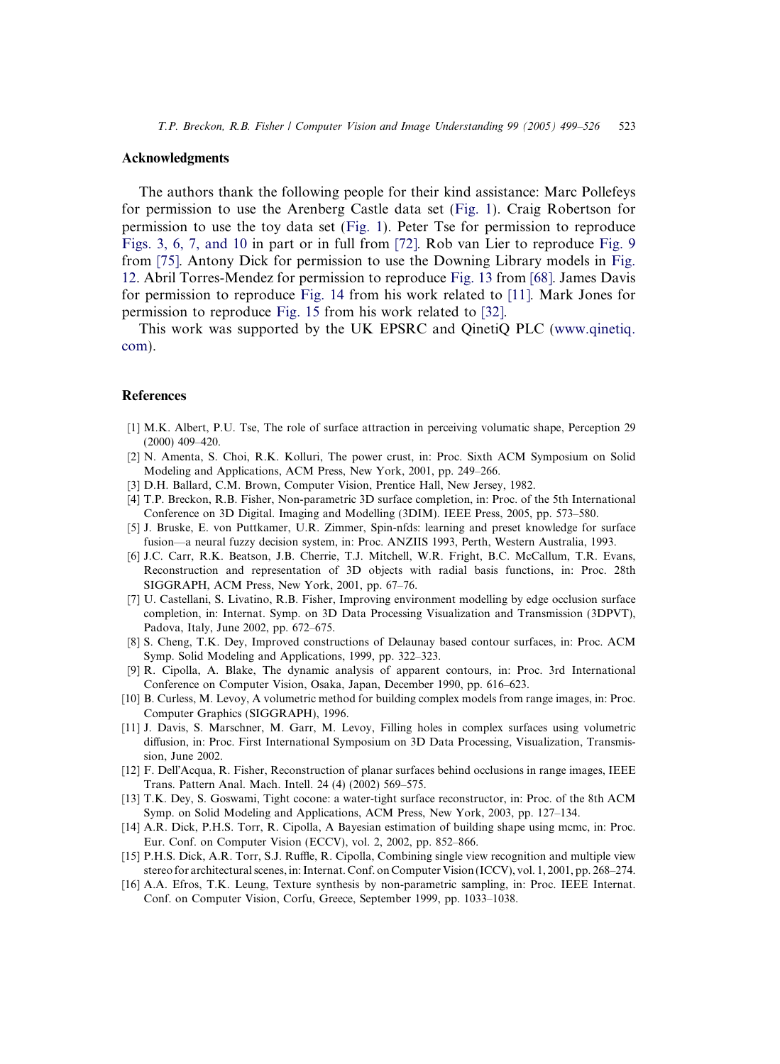## Acknowledgments

The authors thank the following people for their kind assistance: Marc Pollefeys for permission to use the Arenberg Castle data set (Fig. 1). Craig Robertson for permission to use the toy data set (Fig. 1). Peter Tse for permission to reproduce Figs. 3, 6, 7, and 10 in part or in full from [72]. Rob van Lier to reproduce Fig. 9 from [75]. Antony Dick for permission to use the Downing Library models in Fig. 12. Abril Torres-Mendez for permission to reproduce Fig. 13 from [68]. James Davis for permission to reproduce Fig. 14 from his work related to [11]. Mark Jones for permission to reproduce Fig. 15 from his work related to [32].

This work was supported by the UK EPSRC and QinetiQ PLC (www.qinetiq.com).

## References

[1] M.K. Albert, P.U. Tse, The role of surface attraction in perceiving volumatic shape, Perception 29 (2000) 409–420.

[2] N. Amenta, S. Choi, R.K. Kolluri, The power crust, in: Proc. Sixth ACM Symposium on Solid Modeling and Applications, ACM Press, New York, 2001, pp. 249–266.

[3] D.H. Ballard, C.M. Brown, Computer Vision, Prentice Hall, New Jersey, 1982.

[4] T.P. Breckon, R.B. Fisher, Non-parametric 3D surface completion, in: Proc. of the 5th International Conference on 3D Digital. Imaging and Modelling (3DIM). IEEE Press, 2005, pp. 573–580.

[5] J. Bruske, E. von Puttkamer, U.R. Zimmer, Spin-nfds: learning and preset knowledge for surface fusion—a neural fuzzy decision system, in: Proc. ANZIIS 1993, Perth, Western Australia, 1993.

[6] J.C. Carr, R.K. Beatson, J.B. Cherrie, T.J. Mitchell, W.R. Fright, B.C. McCallum, T.R. Evans, Reconstruction and representation of 3D objects with radial basis functions, in: Proc. 28th SIGGRAPH, ACM Press, New York, 2001, pp. 67–76.

[7] U. Castellani, S. Livatino, R.B. Fisher, Improving environment modelling by edge occlusion surface completion, in: Internat. Symp. on 3D Data Processing Visualization and Transmission (3DPVT), Padova, Italy, June 2002, pp. 672–675.

[8] S. Cheng, T.K. Dey, Improved constructions of Delaunay based contour surfaces, in: Proc. ACM Symp. Solid Modeling and Applications, 1999, pp. 322–323.

[9] R. Cipolla, A. Blake, The dynamic analysis of apparent contours, in: Proc. 3rd International Conference on Computer Vision, Osaka, Japan, December 1990, pp. 616–623.

[10] B. Curless, M. Levoy, A volumetric method for building complex models from range images, in: Proc. Computer Graphics (SIGGRAPH), 1996.

[11] J. Davis, S. Marschner, M. Garr, M. Levoy, Filling holes in complex surfaces using volumetric diffusion, in: Proc. First International Symposium on 3D Data Processing, Visualization, Transmission, June 2002.

[12] F. Dell'Acqua, R. Fisher, Reconstruction of planar surfaces behind occlusions in range images, IEEE Trans. Pattern Anal. Mach. Intell. 24 (4) (2002) 569–575.

[13] T.K. Dey, S. Goswami, Tight cocone: a water-tight surface reconstructor, in: Proc. of the 8th ACM Symp. on Solid Modeling and Applications, ACM Press, New York, 2003, pp. 127–134.

[14] A.R. Dick, P.H.S. Torr, R. Cipolla, A Bayesian estimation of building shape using mcmc, in: Proc. Eur. Conf. on Computer Vision (ECCV), vol. 2, 2002, pp. 852–866.

[15] P.H.S. Dick, A.R. Torr, S.J. Ruffle, R. Cipolla, Combining single view recognition and multiple view stereo for architectural scenes, in: Internat. Conf. on Computer Vision (ICCV), vol. 1, 2001, pp. 268–274.

[16] A.A. Efros, T.K. Leung, Texture synthesis by non-parametric sampling, in: Proc. IEEE Internat. Conf. on Computer Vision, Corfu, Greece, September 1999, pp. 1033–1038.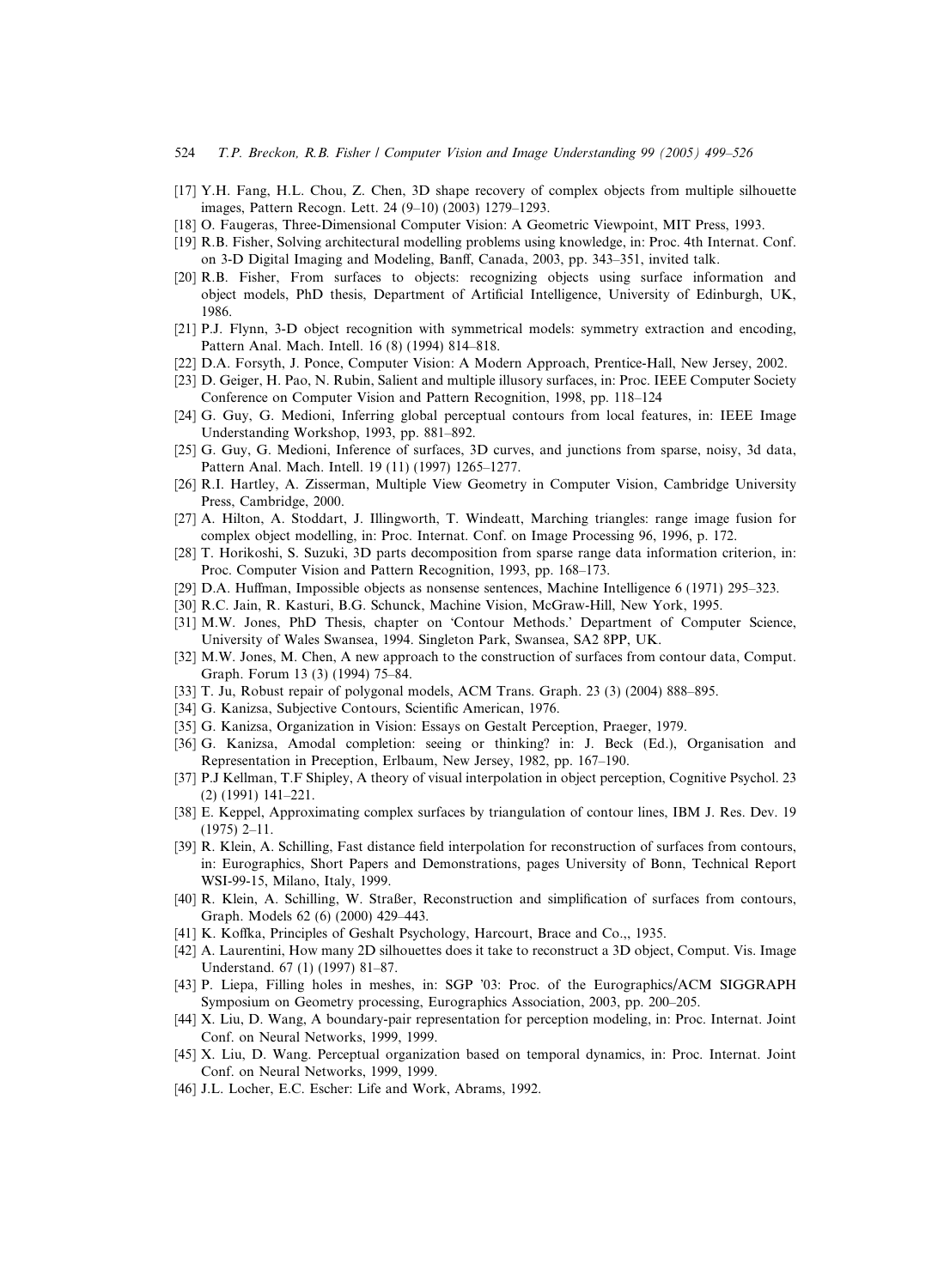[17] Y.H. Fang, H.L. Chou, Z. Chen, 3D shape recovery of complex objects from multiple silhouette images, Pattern Recogn. Lett. 24 (9–10) (2003) 1279–1293.

[18] O. Faugeras, Three-Dimensional Computer Vision: A Geometric Viewpoint, MIT Press, 1993.

[19] R.B. Fisher, Solving architectural modelling problems using knowledge, in: Proc. 4th Internat. Conf. on 3-D Digital Imaging and Modeling, Banff, Canada, 2003, pp. 343–351, invited talk.

[20] R.B. Fisher, From surfaces to objects: recognizing objects using surface information and object models, PhD thesis, Department of Artificial Intelligence, University of Edinburgh, UK, 1986.

[21] P.J. Flynn, 3-D object recognition with symmetrical models: symmetry extraction and encoding, Pattern Anal. Mach. Intell. 16 (8) (1994) 814–818.

[22] D.A. Forsyth, J. Ponce, Computer Vision: A Modern Approach, Prentice-Hall, New Jersey, 2002.

[23] D. Geiger, H. Pao, N. Rubin, Salient and multiple illusory surfaces, in: Proc. IEEE Computer Society Conference on Computer Vision and Pattern Recognition, 1998, pp. 118–124

[24] G. Guy, G. Medioni, Inferring global perceptual contours from local features, in: IEEE Image Understanding Workshop, 1993, pp. 881–892.

[25] G. Guy, G. Medioni, Inference of surfaces, 3D curves, and junctions from sparse, noisy, 3d data, Pattern Anal. Mach. Intell. 19 (11) (1997) 1265–1277.

[26] R.I. Hartley, A. Zisserman, Multiple View Geometry in Computer Vision, Cambridge University Press, Cambridge, 2000.

[27] A. Hilton, A. Stoddart, J. Illingworth, T. Windeatt, Marching triangles: range image fusion for complex object modelling, in: Proc. Internat. Conf. on Image Processing 96, 1996, p. 172.

[28] T. Horikoshi, S. Suzuki, 3D parts decomposition from sparse range data information criterion, in: Proc. Computer Vision and Pattern Recognition, 1993, pp. 168–173.

[29] D.A. Huffman, Impossible objects as nonsense sentences, Machine Intelligence 6 (1971) 295–323.

[30] R.C. Jain, R. Kasturi, B.G. Schunck, Machine Vision, McGraw-Hill, New York, 1995.

[31] M.W. Jones, PhD Thesis, chapter on 'Contour Methods.' Department of Computer Science, University of Wales Swansea, 1994. Singleton Park, Swansea, SA2 8PP, UK.

[32] M.W. Jones, M. Chen, A new approach to the construction of surfaces from contour data, Comput. Graph. Forum 13 (3) (1994) 75–84.

[33] T. Ju, Robust repair of polygonal models, ACM Trans. Graph. 23 (3) (2004) 888–895.

[34] G. Kanizsa, Subjective Contours, Scientific American, 1976.

[35] G. Kanizsa, Organization in Vision: Essays on Gestalt Perception, Praeger, 1979.

[36] G. Kanizsa, Amodal completion: seeing or thinking? in: J. Beck (Ed.), Organisation and Representation in Preception, Erlbaum, New Jersey, 1982, pp. 167–190.

[37] P.J Kellman, T.F Shipley, A theory of visual interpolation in object perception, Cognitive Psychol. 23 (2) (1991) 141–221.

[38] E. Keppel, Approximating complex surfaces by triangulation of contour lines, IBM J. Res. Dev. 19 (1975) 2–11.

[39] R. Klein, A. Schilling, Fast distance field interpolation for reconstruction of surfaces from contours, in: Eurographics, Short Papers and Demonstrations, pages University of Bonn, Technical Report WSI-99-15, Milano, Italy, 1999.

[40] R. Klein, A. Schilling, W. Straßer, Reconstruction and simplification of surfaces from contours, Graph. Models 62 (6) (2000) 429–443.

[41] K. Koffka, Principles of Geshalt Psychology, Harcourt, Brace and Co.,, 1935.

[42] A. Laurentini, How many 2D silhouettes does it take to reconstruct a 3D object, Comput. Vis. Image Understand. 67 (1) (1997) 81–87.

[43] P. Liepa, Filling holes in meshes, in: SGP '03: Proc. of the Eurographics/ACM SIGGRAPH Symposium on Geometry processing, Eurographics Association, 2003, pp. 200–205.

[44] X. Liu, D. Wang, A boundary-pair representation for perception modeling, in: Proc. Internat. Joint Conf. on Neural Networks, 1999, 1999.

[45] X. Liu, D. Wang. Perceptual organization based on temporal dynamics, in: Proc. Internat. Joint Conf. on Neural Networks, 1999, 1999.

[46] J.L. Locher, E.C. Escher: Life and Work, Abrams, 1992.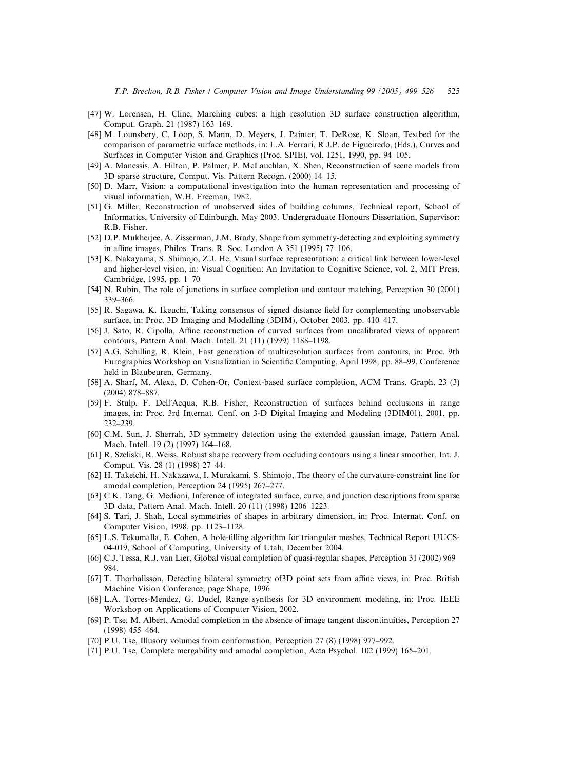[47] W. Lorensen, H. Cline, Marching cubes: a high resolution 3D surface construction algorithm, Comput. Graph. 21 (1987) 163–169.

[48] M. Lounsbery, C. Loop, S. Mann, D. Meyers, J. Painter, T. DeRose, K. Sloan, Testbed for the comparison of parametric surface methods, in: L.A. Ferrari, R.J.P. de Figueiredo, (Eds.), Curves and Surfaces in Computer Vision and Graphics (Proc. SPIE), vol. 1251, 1990, pp. 94–105.

[49] A. Manessis, A. Hilton, P. Palmer, P. McLauchlan, X. Shen, Reconstruction of scene models from 3D sparse structure, Comput. Vis. Pattern Recogn. (2000) 14–15.

[50] D. Marr, Vision: a computational investigation into the human representation and processing of visual information, W.H. Freeman, 1982.

[51] G. Miller, Reconstruction of unobserved sides of building columns, Technical report, School of Informatics, University of Edinburgh, May 2003. Undergraduate Honours Dissertation, Supervisor: R.B. Fisher.

[52] D.P. Mukherjee, A. Zisserman, J.M. Brady, Shape from symmetry-detecting and exploiting symmetry in affine images, Philos. Trans. R. Soc. London A 351 (1995) 77–106.

[53] K. Nakayama, S. Shimojo, Z.J. He, Visual surface representation: a critical link between lower-level and higher-level vision, in: Visual Cognition: An Invitation to Cognitive Science, vol. 2, MIT Press, Cambridge, 1995, pp. 1–70

[54] N. Rubin, The role of junctions in surface completion and contour matching, Perception 30 (2001) 339–366.

[55] R. Sagawa, K. Ikeuchi, Taking consensus of signed distance field for complementing unobservable surface, in: Proc. 3D Imaging and Modelling (3DIM), October 2003, pp. 410–417.

[56] J. Sato, R. Cipolla, Affine reconstruction of curved surfaces from uncalibrated views of apparent contours, Pattern Anal. Mach. Intell. 21 (11) (1999) 1188–1198.

[57] A.G. Schilling, R. Klein, Fast generation of multiresolution surfaces from contours, in: Proc. 9th Eurographics Workshop on Visualization in Scientific Computing, April 1998, pp. 88–99, Conference held in Blaubeuren, Germany.

[58] A. Sharf, M. Alexa, D. Cohen-Or, Context-based surface completion, ACM Trans. Graph. 23 (3) (2004) 878–887.

[59] F. Stulp, F. Dell'Acqua, R.B. Fisher, Reconstruction of surfaces behind occlusions in range images, in: Proc. 3rd Internat. Conf. on 3-D Digital Imaging and Modeling (3DIM01), 2001, pp. 232–239.

[60] C.M. Sun, J. Sherrah, 3D symmetry detection using the extended gaussian image, Pattern Anal. Mach. Intell. 19 (2) (1997) 164–168.

[61] R. Szeliski, R. Weiss, Robust shape recovery from occluding contours using a linear smoother, Int. J. Comput. Vis. 28 (1) (1998) 27–44.

[62] H. Takeichi, H. Nakazawa, I. Murakami, S. Shimojo, The theory of the curvature-constraint line for amodal completion, Perception 24 (1995) 267–277.

[63] C.K. Tang, G. Medioni, Inference of integrated surface, curve, and junction descriptions from sparse 3D data, Pattern Anal. Mach. Intell. 20 (11) (1998) 1206–1223.

[64] S. Tari, J. Shah, Local symmetries of shapes in arbitrary dimension, in: Proc. Internat. Conf. on Computer Vision, 1998, pp. 1123–1128.

[65] L.S. Tekumalla, E. Cohen, A hole-filling algorithm for triangular meshes, Technical Report UUCS-04-019, School of Computing, University of Utah, December 2004.

[66] C.J. Tessa, R.J. van Lier, Global visual completion of quasi-regular shapes, Perception 31 (2002) 969–984.

[67] T. Thorhallsson, Detecting bilateral symmetry of3D point sets from affine views, in: Proc. British Machine Vision Conference, page Shape, 1996

[68] L.A. Torres-Mendez, G. Dudel, Range synthesis for 3D environment modeling, in: Proc. IEEE Workshop on Applications of Computer Vision, 2002.

[69] P. Tse, M. Albert, Amodal completion in the absence of image tangent discontinuities, Perception 27 (1998) 455–464.

[70] P.U. Tse, Illusory volumes from conformation, Perception 27 (8) (1998) 977–992.

[71] P.U. Tse, Complete mergability and amodal completion, Acta Psychol. 102 (1999) 165–201.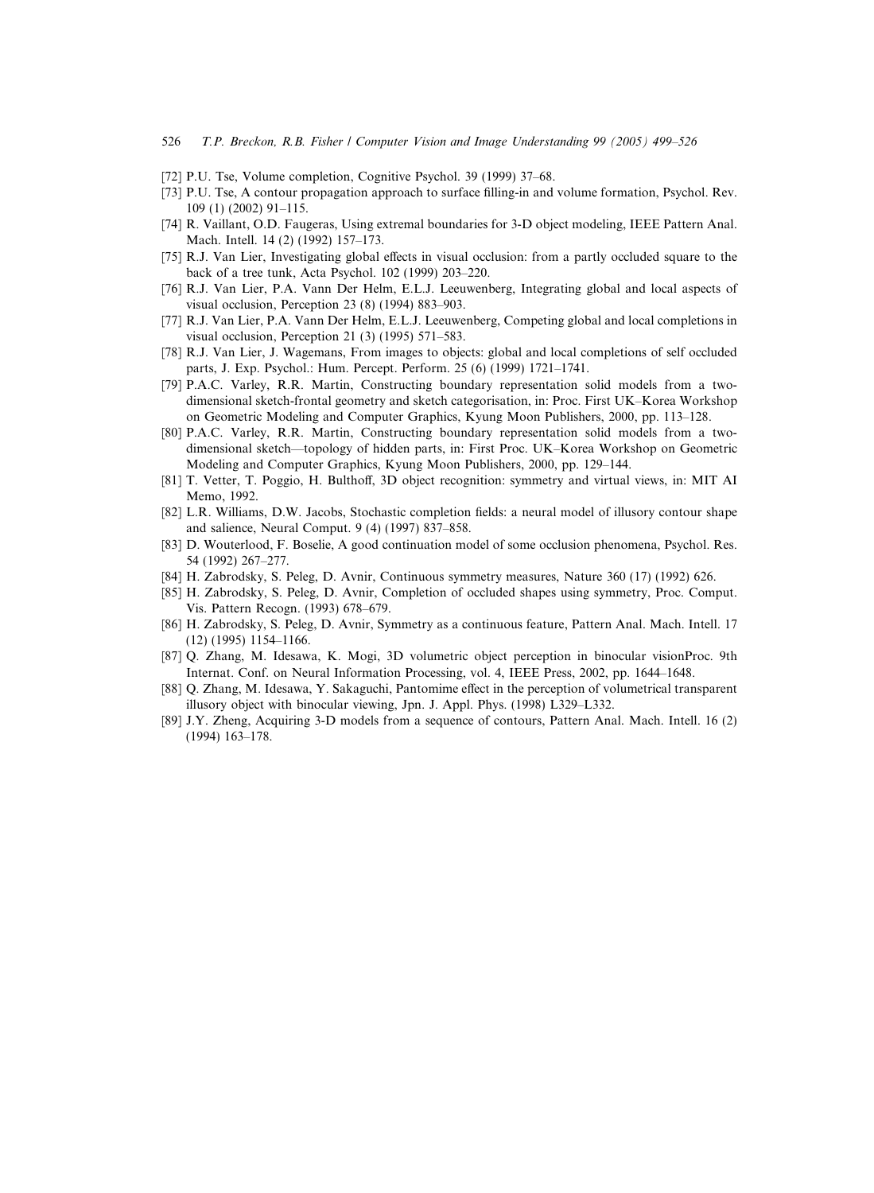[72] P.U. Tse, Volume completion, Cognitive Psychol. 39 (1999) 37–68.

[73] P.U. Tse, A contour propagation approach to surface filling-in and volume formation, Psychol. Rev. 109 (1) (2002) 91–115.

[74] R. Vaillant, O.D. Faugeras, Using extremal boundaries for 3-D object modeling, IEEE Pattern Anal. Mach. Intell. 14 (2) (1992) 157–173.

[75] R.J. Van Lier, Investigating global effects in visual occlusion: from a partly occluded square to the back of a tree tunk, Acta Psychol. 102 (1999) 203–220.

[76] R.J. Van Lier, P.A. Vann Der Helm, E.L.J. Leeuwenberg, Integrating global and local aspects of visual occlusion, Perception 23 (8) (1994) 883–903.

[77] R.J. Van Lier, P.A. Vann Der Helm, E.L.J. Leeuwenberg, Competing global and local completions in visual occlusion, Perception 21 (3) (1995) 571–583.

[78] R.J. Van Lier, J. Wagemans, From images to objects: global and local completions of self occluded parts, J. Exp. Psychol.: Hum. Percept. Perform. 25 (6) (1999) 1721–1741.

[79] P.A.C. Varley, R.R. Martin, Constructing boundary representation solid models from a two-dimensional sketch-frontal geometry and sketch categorisation, in: Proc. First UK–Korea Workshop on Geometric Modeling and Computer Graphics, Kyung Moon Publishers, 2000, pp. 113–128.

[80] P.A.C. Varley, R.R. Martin, Constructing boundary representation solid models from a two-dimensional sketch—topology of hidden parts, in: First Proc. UK–Korea Workshop on Geometric Modeling and Computer Graphics, Kyung Moon Publishers, 2000, pp. 129–144.

[81] T. Vetter, T. Poggio, H. Bulthoff, 3D object recognition: symmetry and virtual views, in: MIT AI Memo, 1992.

[82] L.R. Williams, D.W. Jacobs, Stochastic completion fields: a neural model of illusory contour shape and salience, Neural Comput. 9 (4) (1997) 837–858.

[83] D. Wouterlood, F. Boselie, A good continuation model of some occlusion phenomena, Psychol. Res. 54 (1992) 267–277.

[84] H. Zabrodsky, S. Peleg, D. Avnir, Continuous symmetry measures, Nature 360 (17) (1992) 626.

[85] H. Zabrodsky, S. Peleg, D. Avnir, Completion of occluded shapes using symmetry, Proc. Comput. Vis. Pattern Recogn. (1993) 678–679.

[86] H. Zabrodsky, S. Peleg, D. Avnir, Symmetry as a continuous feature, Pattern Anal. Mach. Intell. 17 (12) (1995) 1154–1166.

[87] Q. Zhang, M. Idesawa, K. Mogi, 3D volumetric object perception in binocular visionProc. 9th Internat. Conf. on Neural Information Processing, vol. 4, IEEE Press, 2002, pp. 1644–1648.

[88] Q. Zhang, M. Idesawa, Y. Sakaguchi, Pantomime effect in the perception of volumetrical transparent illusory object with binocular viewing, Jpn. J. Appl. Phys. (1998) L329–L332.

[89] J.Y. Zheng, Acquiring 3-D models from a sequence of contours, Pattern Anal. Mach. Intell. 16 (2) (1994) 163–178.